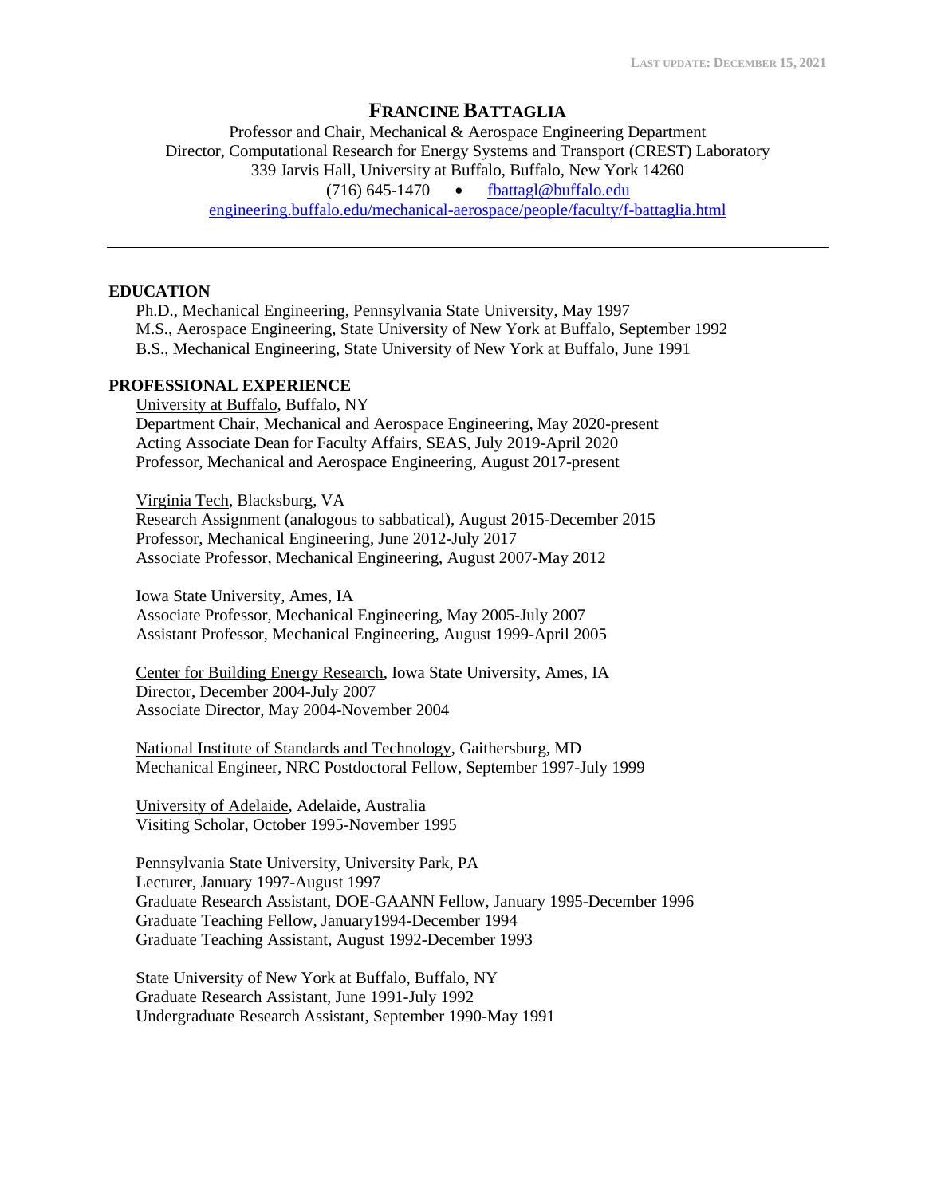Last update: December 15, 2021

# Francine Battaglia

Professor and Chair, Mechanical & Aerospace Engineering Department
Director, Computational Research for Energy Systems and Transport (CREST) Laboratory
339 Jarvis Hall, University at Buffalo, Buffalo, New York 14260
(716) 645-1470 • fbattagl@buffalo.edu
engineering.buffalo.edu/mechanical-aerospace/people/faculty/f-battaglia.html

---

## EDUCATION

Ph.D., Mechanical Engineering, Pennsylvania State University, May 1997
M.S., Aerospace Engineering, State University of New York at Buffalo, September 1992
B.S., Mechanical Engineering, State University of New York at Buffalo, June 1991

## PROFESSIONAL EXPERIENCE

University at Buffalo, Buffalo, NY
Department Chair, Mechanical and Aerospace Engineering, May 2020-present
Acting Associate Dean for Faculty Affairs, SEAS, July 2019-April 2020
Professor, Mechanical and Aerospace Engineering, August 2017-present

Virginia Tech, Blacksburg, VA
Research Assignment (analogous to sabbatical), August 2015-December 2015
Professor, Mechanical Engineering, June 2012-July 2017
Associate Professor, Mechanical Engineering, August 2007-May 2012

Iowa State University, Ames, IA
Associate Professor, Mechanical Engineering, May 2005-July 2007
Assistant Professor, Mechanical Engineering, August 1999-April 2005

Center for Building Energy Research, Iowa State University, Ames, IA
Director, December 2004-July 2007
Associate Director, May 2004-November 2004

National Institute of Standards and Technology, Gaithersburg, MD
Mechanical Engineer, NRC Postdoctoral Fellow, September 1997-July 1999

University of Adelaide, Adelaide, Australia
Visiting Scholar, October 1995-November 1995

Pennsylvania State University, University Park, PA
Lecturer, January 1997-August 1997
Graduate Research Assistant, DOE-GAANN Fellow, January 1995-December 1996
Graduate Teaching Fellow, January1994-December 1994
Graduate Teaching Assistant, August 1992-December 1993

State University of New York at Buffalo, Buffalo, NY
Graduate Research Assistant, June 1991-July 1992
Undergraduate Research Assistant, September 1990-May 1991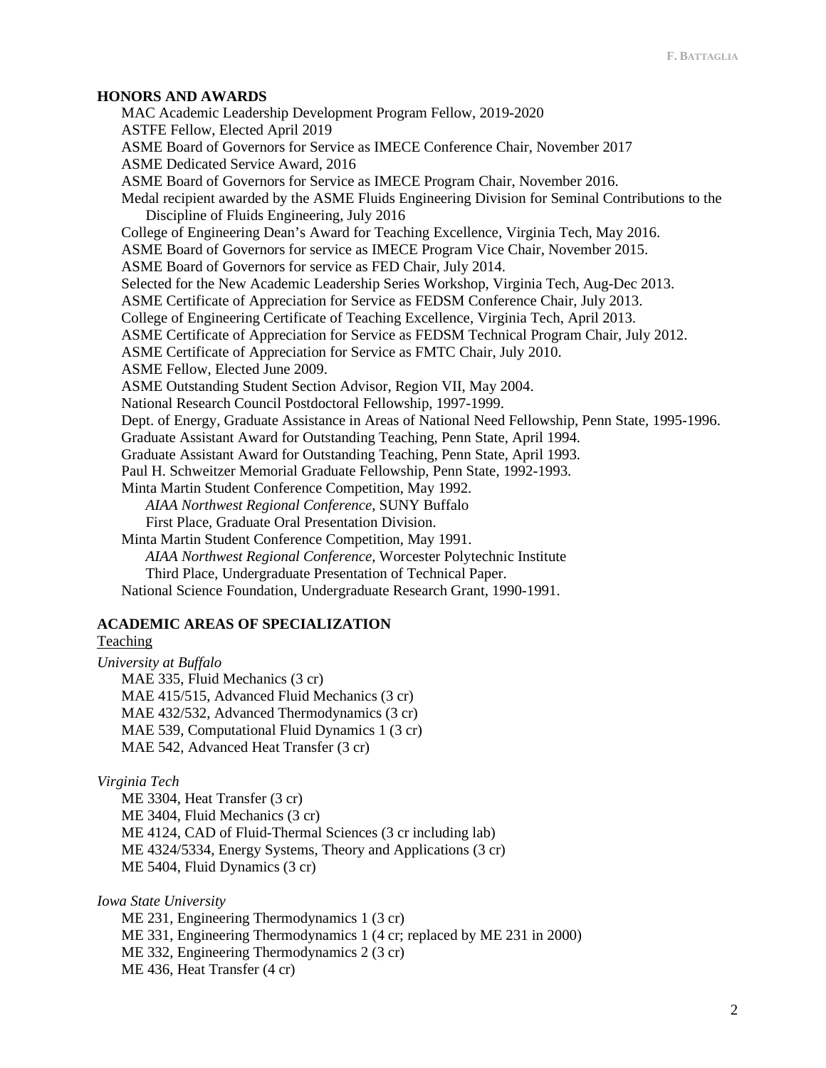## HONORS AND AWARDS

MAC Academic Leadership Development Program Fellow, 2019-2020
ASTFE Fellow, Elected April 2019
ASME Board of Governors for Service as IMECE Conference Chair, November 2017
ASME Dedicated Service Award, 2016
ASME Board of Governors for Service as IMECE Program Chair, November 2016.
Medal recipient awarded by the ASME Fluids Engineering Division for Seminal Contributions to the Discipline of Fluids Engineering, July 2016
College of Engineering Dean's Award for Teaching Excellence, Virginia Tech, May 2016.
ASME Board of Governors for service as IMECE Program Vice Chair, November 2015.
ASME Board of Governors for service as FED Chair, July 2014.
Selected for the New Academic Leadership Series Workshop, Virginia Tech, Aug-Dec 2013.
ASME Certificate of Appreciation for Service as FEDSM Conference Chair, July 2013.
College of Engineering Certificate of Teaching Excellence, Virginia Tech, April 2013.
ASME Certificate of Appreciation for Service as FEDSM Technical Program Chair, July 2012.
ASME Certificate of Appreciation for Service as FMTC Chair, July 2010.
ASME Fellow, Elected June 2009.
ASME Outstanding Student Section Advisor, Region VII, May 2004.
National Research Council Postdoctoral Fellowship, 1997-1999.
Dept. of Energy, Graduate Assistance in Areas of National Need Fellowship, Penn State, 1995-1996.
Graduate Assistant Award for Outstanding Teaching, Penn State, April 1994.
Graduate Assistant Award for Outstanding Teaching, Penn State, April 1993.
Paul H. Schweitzer Memorial Graduate Fellowship, Penn State, 1992-1993.
Minta Martin Student Conference Competition, May 1992.
*AIAA Northwest Regional Conference*, SUNY Buffalo
First Place, Graduate Oral Presentation Division.
Minta Martin Student Conference Competition, May 1991.
*AIAA Northwest Regional Conference*, Worcester Polytechnic Institute
Third Place, Undergraduate Presentation of Technical Paper.
National Science Foundation, Undergraduate Research Grant, 1990-1991.

## ACADEMIC AREAS OF SPECIALIZATION

Teaching

*University at Buffalo*

MAE 335, Fluid Mechanics (3 cr)
MAE 415/515, Advanced Fluid Mechanics (3 cr)
MAE 432/532, Advanced Thermodynamics (3 cr)
MAE 539, Computational Fluid Dynamics 1 (3 cr)
MAE 542, Advanced Heat Transfer (3 cr)

*Virginia Tech*

ME 3304, Heat Transfer (3 cr)
ME 3404, Fluid Mechanics (3 cr)
ME 4124, CAD of Fluid-Thermal Sciences (3 cr including lab)
ME 4324/5334, Energy Systems, Theory and Applications (3 cr)
ME 5404, Fluid Dynamics (3 cr)

*Iowa State University*

ME 231, Engineering Thermodynamics 1 (3 cr)
ME 331, Engineering Thermodynamics 1 (4 cr; replaced by ME 231 in 2000)
ME 332, Engineering Thermodynamics 2 (3 cr)
ME 436, Heat Transfer (4 cr)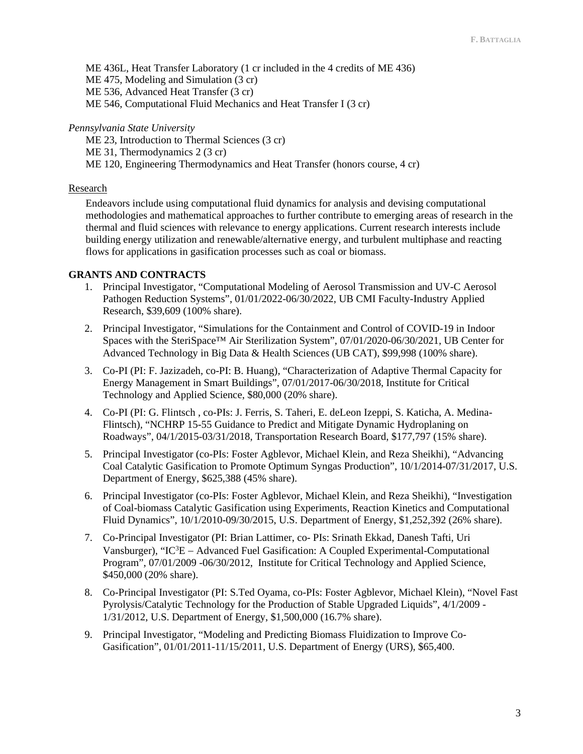ME 436L, Heat Transfer Laboratory (1 cr included in the 4 credits of ME 436)
ME 475, Modeling and Simulation (3 cr)
ME 536, Advanced Heat Transfer (3 cr)
ME 546, Computational Fluid Mechanics and Heat Transfer I (3 cr)

*Pennsylvania State University*

ME 23, Introduction to Thermal Sciences (3 cr)
ME 31, Thermodynamics 2 (3 cr)
ME 120, Engineering Thermodynamics and Heat Transfer (honors course, 4 cr)

Research

Endeavors include using computational fluid dynamics for analysis and devising computational methodologies and mathematical approaches to further contribute to emerging areas of research in the thermal and fluid sciences with relevance to energy applications. Current research interests include building energy utilization and renewable/alternative energy, and turbulent multiphase and reacting flows for applications in gasification processes such as coal or biomass.

## GRANTS AND CONTRACTS

1. Principal Investigator, "Computational Modeling of Aerosol Transmission and UV-C Aerosol Pathogen Reduction Systems", 01/01/2022-06/30/2022, UB CMI Faculty-Industry Applied Research, $39,609 (100% share).
2. Principal Investigator, "Simulations for the Containment and Control of COVID-19 in Indoor Spaces with the SteriSpace™ Air Sterilization System", 07/01/2020-06/30/2021, UB Center for Advanced Technology in Big Data & Health Sciences (UB CAT), $99,998 (100% share).
3. Co-PI (PI: F. Jazizadeh, co-PI: B. Huang), "Characterization of Adaptive Thermal Capacity for Energy Management in Smart Buildings", 07/01/2017-06/30/2018, Institute for Critical Technology and Applied Science, $80,000 (20% share).
4. Co-PI (PI: G. Flintsch , co-PIs: J. Ferris, S. Taheri, E. deLeon Izeppi, S. Katicha, A. Medina-Flintsch), "NCHRP 15-55 Guidance to Predict and Mitigate Dynamic Hydroplaning on Roadways", 04/1/2015-03/31/2018, Transportation Research Board, $177,797 (15% share).
5. Principal Investigator (co-PIs: Foster Agblevor, Michael Klein, and Reza Sheikhi), "Advancing Coal Catalytic Gasification to Promote Optimum Syngas Production", 10/1/2014-07/31/2017, U.S. Department of Energy, $625,388 (45% share).
6. Principal Investigator (co-PIs: Foster Agblevor, Michael Klein, and Reza Sheikhi), "Investigation of Coal-biomass Catalytic Gasification using Experiments, Reaction Kinetics and Computational Fluid Dynamics", 10/1/2010-09/30/2015, U.S. Department of Energy, $1,252,392 (26% share).
7. Co-Principal Investigator (PI: Brian Lattimer, co- PIs: Srinath Ekkad, Danesh Tafti, Uri Vansburger), "IC$^3$E – Advanced Fuel Gasification: A Coupled Experimental-Computational Program", 07/01/2009 -06/30/2012, Institute for Critical Technology and Applied Science, $450,000 (20% share).
8. Co-Principal Investigator (PI: S.Ted Oyama, co-PIs: Foster Agblevor, Michael Klein), "Novel Fast Pyrolysis/Catalytic Technology for the Production of Stable Upgraded Liquids", 4/1/2009 - 1/31/2012, U.S. Department of Energy, $1,500,000 (16.7% share).
9. Principal Investigator, "Modeling and Predicting Biomass Fluidization to Improve Co-Gasification", 01/01/2011-11/15/2011, U.S. Department of Energy (URS), $65,400.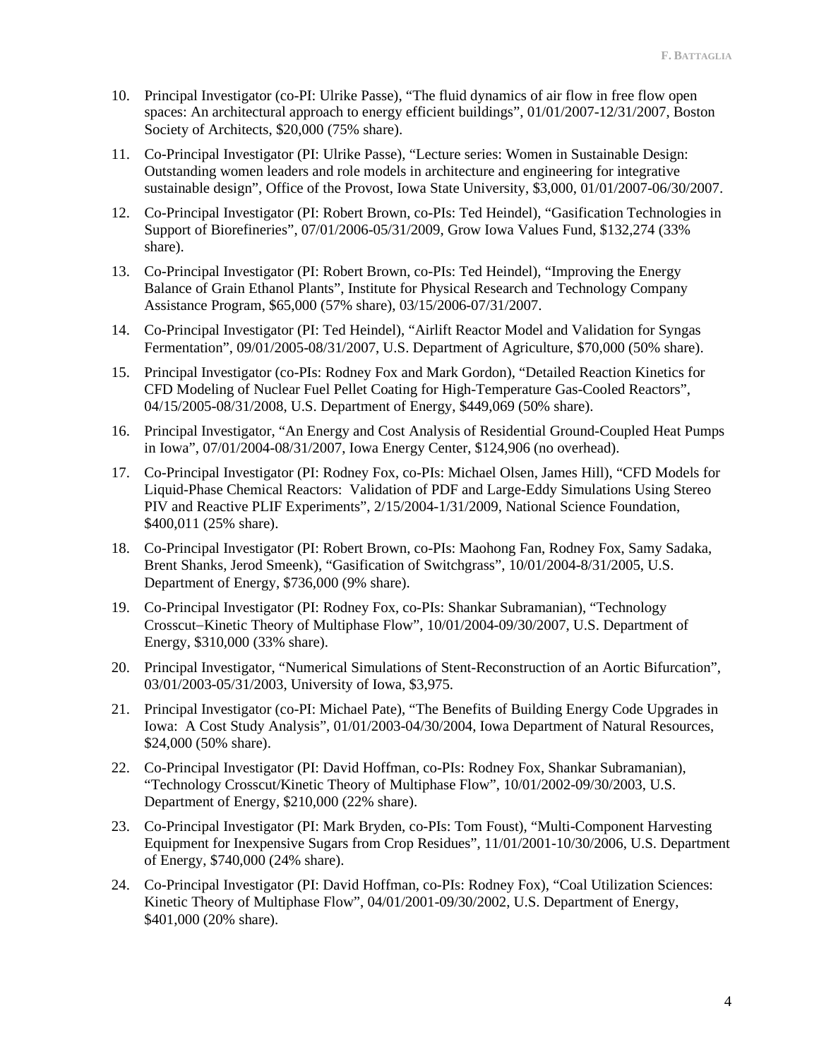10. Principal Investigator (co-PI: Ulrike Passe), "The fluid dynamics of air flow in free flow open spaces: An architectural approach to energy efficient buildings", 01/01/2007-12/31/2007, Boston Society of Architects, $20,000 (75% share).

11. Co-Principal Investigator (PI: Ulrike Passe), "Lecture series: Women in Sustainable Design: Outstanding women leaders and role models in architecture and engineering for integrative sustainable design", Office of the Provost, Iowa State University, $3,000, 01/01/2007-06/30/2007.

12. Co-Principal Investigator (PI: Robert Brown, co-PIs: Ted Heindel), "Gasification Technologies in Support of Biorefineries", 07/01/2006-05/31/2009, Grow Iowa Values Fund, $132,274 (33% share).

13. Co-Principal Investigator (PI: Robert Brown, co-PIs: Ted Heindel), "Improving the Energy Balance of Grain Ethanol Plants", Institute for Physical Research and Technology Company Assistance Program, $65,000 (57% share), 03/15/2006-07/31/2007.

14. Co-Principal Investigator (PI: Ted Heindel), "Airlift Reactor Model and Validation for Syngas Fermentation", 09/01/2005-08/31/2007, U.S. Department of Agriculture, $70,000 (50% share).

15. Principal Investigator (co-PIs: Rodney Fox and Mark Gordon), "Detailed Reaction Kinetics for CFD Modeling of Nuclear Fuel Pellet Coating for High-Temperature Gas-Cooled Reactors", 04/15/2005-08/31/2008, U.S. Department of Energy, $449,069 (50% share).

16. Principal Investigator, "An Energy and Cost Analysis of Residential Ground-Coupled Heat Pumps in Iowa", 07/01/2004-08/31/2007, Iowa Energy Center, $124,906 (no overhead).

17. Co-Principal Investigator (PI: Rodney Fox, co-PIs: Michael Olsen, James Hill), "CFD Models for Liquid-Phase Chemical Reactors: Validation of PDF and Large-Eddy Simulations Using Stereo PIV and Reactive PLIF Experiments", 2/15/2004-1/31/2009, National Science Foundation, $400,011 (25% share).

18. Co-Principal Investigator (PI: Robert Brown, co-PIs: Maohong Fan, Rodney Fox, Samy Sadaka, Brent Shanks, Jerod Smeenk), "Gasification of Switchgrass", 10/01/2004-8/31/2005, U.S. Department of Energy, $736,000 (9% share).

19. Co-Principal Investigator (PI: Rodney Fox, co-PIs: Shankar Subramanian), "Technology Crosscut–Kinetic Theory of Multiphase Flow", 10/01/2004-09/30/2007, U.S. Department of Energy, $310,000 (33% share).

20. Principal Investigator, "Numerical Simulations of Stent-Reconstruction of an Aortic Bifurcation", 03/01/2003-05/31/2003, University of Iowa, $3,975.

21. Principal Investigator (co-PI: Michael Pate), "The Benefits of Building Energy Code Upgrades in Iowa: A Cost Study Analysis", 01/01/2003-04/30/2004, Iowa Department of Natural Resources, $24,000 (50% share).

22. Co-Principal Investigator (PI: David Hoffman, co-PIs: Rodney Fox, Shankar Subramanian), "Technology Crosscut/Kinetic Theory of Multiphase Flow", 10/01/2002-09/30/2003, U.S. Department of Energy, $210,000 (22% share).

23. Co-Principal Investigator (PI: Mark Bryden, co-PIs: Tom Foust), "Multi-Component Harvesting Equipment for Inexpensive Sugars from Crop Residues", 11/01/2001-10/30/2006, U.S. Department of Energy, $740,000 (24% share).

24. Co-Principal Investigator (PI: David Hoffman, co-PIs: Rodney Fox), "Coal Utilization Sciences: Kinetic Theory of Multiphase Flow", 04/01/2001-09/30/2002, U.S. Department of Energy, $401,000 (20% share).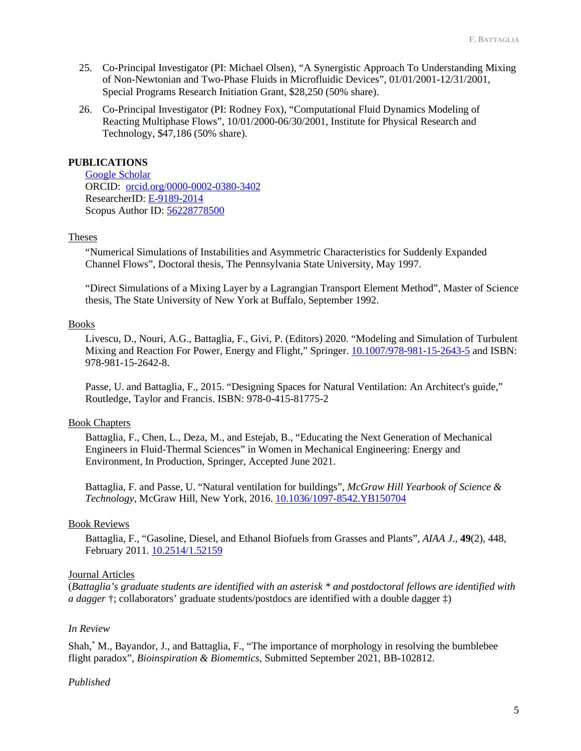25. Co-Principal Investigator (PI: Michael Olsen), "A Synergistic Approach To Understanding Mixing of Non-Newtonian and Two-Phase Fluids in Microfluidic Devices", 01/01/2001-12/31/2001, Special Programs Research Initiation Grant, $28,250 (50% share).
26. Co-Principal Investigator (PI: Rodney Fox), "Computational Fluid Dynamics Modeling of Reacting Multiphase Flows", 10/01/2000-06/30/2001, Institute for Physical Research and Technology, $47,186 (50% share).

## PUBLICATIONS

Google Scholar
ORCID: orcid.org/0000-0002-0380-3402
ResearcherID: E-9189-2014
Scopus Author ID: 56228778500

### Theses

"Numerical Simulations of Instabilities and Asymmetric Characteristics for Suddenly Expanded Channel Flows", Doctoral thesis, The Pennsylvania State University, May 1997.

"Direct Simulations of a Mixing Layer by a Lagrangian Transport Element Method", Master of Science thesis, The State University of New York at Buffalo, September 1992.

### Books

Livescu, D., Nouri, A.G., Battaglia, F., Givi, P. (Editors) 2020. "Modeling and Simulation of Turbulent Mixing and Reaction For Power, Energy and Flight," Springer. 10.1007/978-981-15-2643-5 and ISBN: 978-981-15-2642-8.

Passe, U. and Battaglia, F., 2015. "Designing Spaces for Natural Ventilation: An Architect's guide," Routledge, Taylor and Francis. ISBN: 978-0-415-81775-2

### Book Chapters

Battaglia, F., Chen, L., Deza, M., and Estejab, B., "Educating the Next Generation of Mechanical Engineers in Fluid-Thermal Sciences" in Women in Mechanical Engineering: Energy and Environment, In Production, Springer, Accepted June 2021.

Battaglia, F. and Passe, U. "Natural ventilation for buildings", *McGraw Hill Yearbook of Science & Technology*, McGraw Hill, New York, 2016. 10.1036/1097-8542.YB150704

### Book Reviews

Battaglia, F., "Gasoline, Diesel, and Ethanol Biofuels from Grasses and Plants", *AIAA J.*, **49**(2), 448, February 2011. 10.2514/1.52159

### Journal Articles

(*Battaglia's graduate students are identified with an asterisk * and postdoctoral fellows are identified with a dagger* †; collaborators' graduate students/postdocs are identified with a double dagger ‡)

*In Review*

Shah,* M., Bayandor, J., and Battaglia, F., "The importance of morphology in resolving the bumblebee flight paradox", *Bioinspiration & Biomemtics*, Submitted September 2021, BB-102812.

*Published*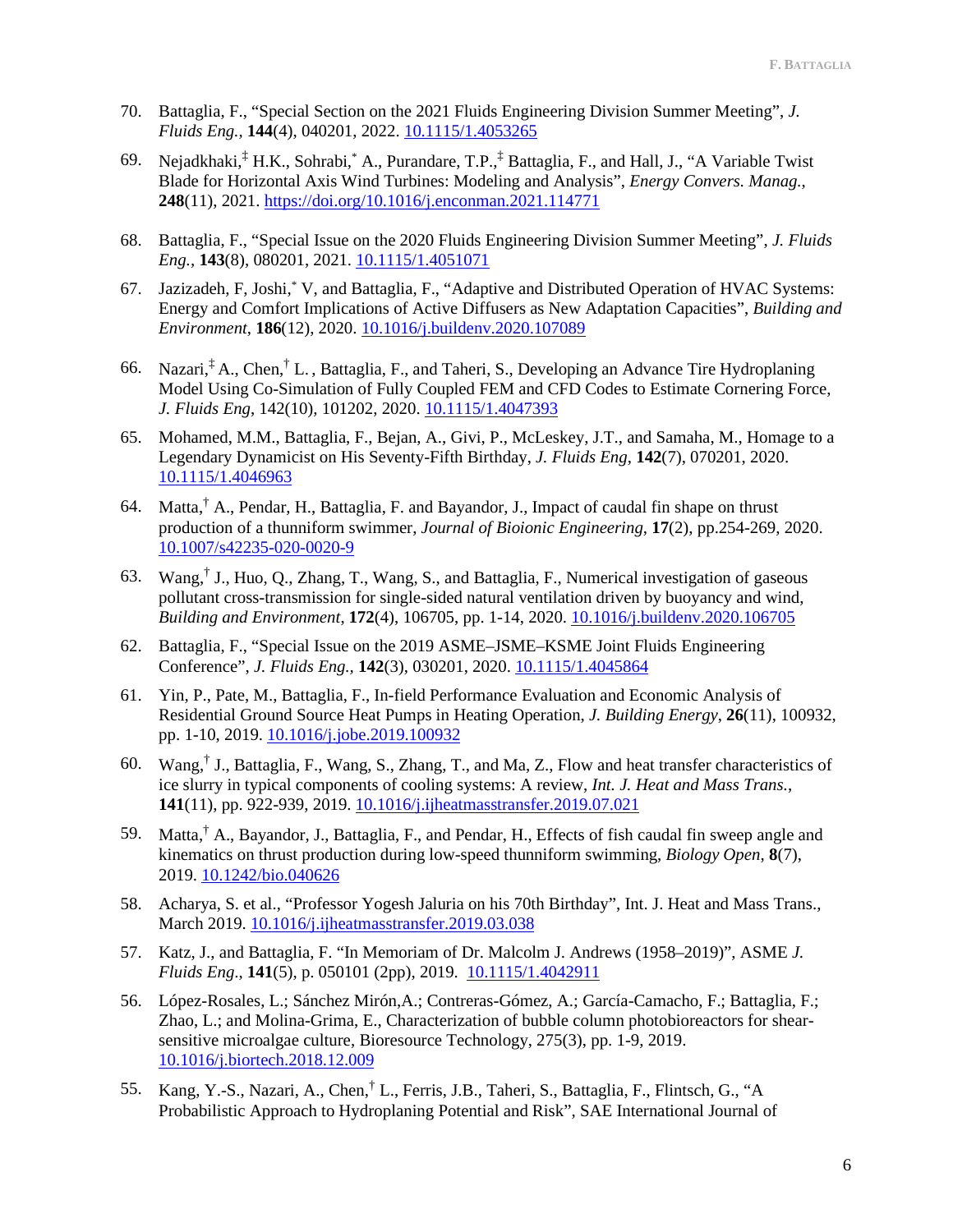70. Battaglia, F., "Special Section on the 2021 Fluids Engineering Division Summer Meeting", *J. Fluids Eng.*, **144**(4), 040201, 2022. [10.1115/1.4053265](https://doi.org/10.1115/1.4053265)

69. Nejadkhaki,[‡] H.K., Sohrabi,[*] A., Purandare, T.P.,[‡] Battaglia, F., and Hall, J., "A Variable Twist Blade for Horizontal Axis Wind Turbines: Modeling and Analysis", *Energy Convers. Manag.*, **248**(11), 2021. [https://doi.org/10.1016/j.enconman.2021.114771](https://doi.org/10.1016/j.enconman.2021.114771)

68. Battaglia, F., "Special Issue on the 2020 Fluids Engineering Division Summer Meeting", *J. Fluids Eng.*, **143**(8), 080201, 2021. [10.1115/1.4051071](https://doi.org/10.1115/1.4051071)

67. Jazizadeh, F, Joshi,[*] V, and Battaglia, F., "Adaptive and Distributed Operation of HVAC Systems: Energy and Comfort Implications of Active Diffusers as New Adaptation Capacities", *Building and Environment*, **186**(12), 2020. [10.1016/j.buildenv.2020.107089](https://doi.org/10.1016/j.buildenv.2020.107089)

66. Nazari,[‡] A., Chen,[†] L. , Battaglia, F., and Taheri, S., Developing an Advance Tire Hydroplaning Model Using Co-Simulation of Fully Coupled FEM and CFD Codes to Estimate Cornering Force, *J. Fluids Eng*, 142(10), 101202, 2020. [10.1115/1.4047393](https://doi.org/10.1115/1.4047393)

65. Mohamed, M.M., Battaglia, F., Bejan, A., Givi, P., McLeskey, J.T., and Samaha, M., Homage to a Legendary Dynamicist on His Seventy-Fifth Birthday, *J. Fluids Eng*, **142**(7), 070201, 2020. [10.1115/1.4046963](https://doi.org/10.1115/1.4046963)

64. Matta,[†] A., Pendar, H., Battaglia, F. and Bayandor, J., Impact of caudal fin shape on thrust production of a thunniform swimmer, *Journal of Bioionic Engineering*, **17**(2), pp.254-269, 2020. [10.1007/s42235-020-0020-9](https://doi.org/10.1007/s42235-020-0020-9)

63. Wang,[†] J., Huo, Q., Zhang, T., Wang, S., and Battaglia, F., Numerical investigation of gaseous pollutant cross-transmission for single-sided natural ventilation driven by buoyancy and wind, *Building and Environment*, **172**(4), 106705, pp. 1-14, 2020. [10.1016/j.buildenv.2020.106705](https://doi.org/10.1016/j.buildenv.2020.106705)

62. Battaglia, F., "Special Issue on the 2019 ASME–JSME–KSME Joint Fluids Engineering Conference", *J. Fluids Eng.*, **142**(3), 030201, 2020. [10.1115/1.4045864](https://doi.org/10.1115/1.4045864)

61. Yin, P., Pate, M., Battaglia, F., In-field Performance Evaluation and Economic Analysis of Residential Ground Source Heat Pumps in Heating Operation, *J. Building Energy*, **26**(11), 100932, pp. 1-10, 2019. [10.1016/j.jobe.2019.100932](https://doi.org/10.1016/j.jobe.2019.100932)

60. Wang,[†] J., Battaglia, F., Wang, S., Zhang, T., and Ma, Z., Flow and heat transfer characteristics of ice slurry in typical components of cooling systems: A review, *Int. J. Heat and Mass Trans.*, **141**(11), pp. 922-939, 2019. [10.1016/j.ijheatmasstransfer.2019.07.021](https://doi.org/10.1016/j.ijheatmasstransfer.2019.07.021)

59. Matta,[†] A., Bayandor, J., Battaglia, F., and Pendar, H., Effects of fish caudal fin sweep angle and kinematics on thrust production during low-speed thunniform swimming, *Biology Open*, **8**(7), 2019. [10.1242/bio.040626](https://doi.org/10.1242/bio.040626)

58. Acharya, S. et al., "Professor Yogesh Jaluria on his 70th Birthday", Int. J. Heat and Mass Trans., March 2019. [10.1016/j.ijheatmasstransfer.2019.03.038](https://doi.org/10.1016/j.ijheatmasstransfer.2019.03.038)

57. Katz, J., and Battaglia, F. "In Memoriam of Dr. Malcolm J. Andrews (1958–2019)", ASME *J. Fluids Eng.*, **141**(5), p. 050101 (2pp), 2019. [10.1115/1.4042911](https://doi.org/10.1115/1.4042911)

56. López-Rosales, L.; Sánchez Mirón,A.; Contreras-Gómez, A.; García-Camacho, F.; Battaglia, F.; Zhao, L.; and Molina-Grima, E., Characterization of bubble column photobioreactors for shear-sensitive microalgae culture, Bioresource Technology, 275(3), pp. 1-9, 2019. [10.1016/j.biortech.2018.12.009](https://doi.org/10.1016/j.biortech.2018.12.009)

55. Kang, Y.-S., Nazari, A., Chen,[†] L., Ferris, J.B., Taheri, S., Battaglia, F., Flintsch, G., "A Probabilistic Approach to Hydroplaning Potential and Risk", SAE International Journal of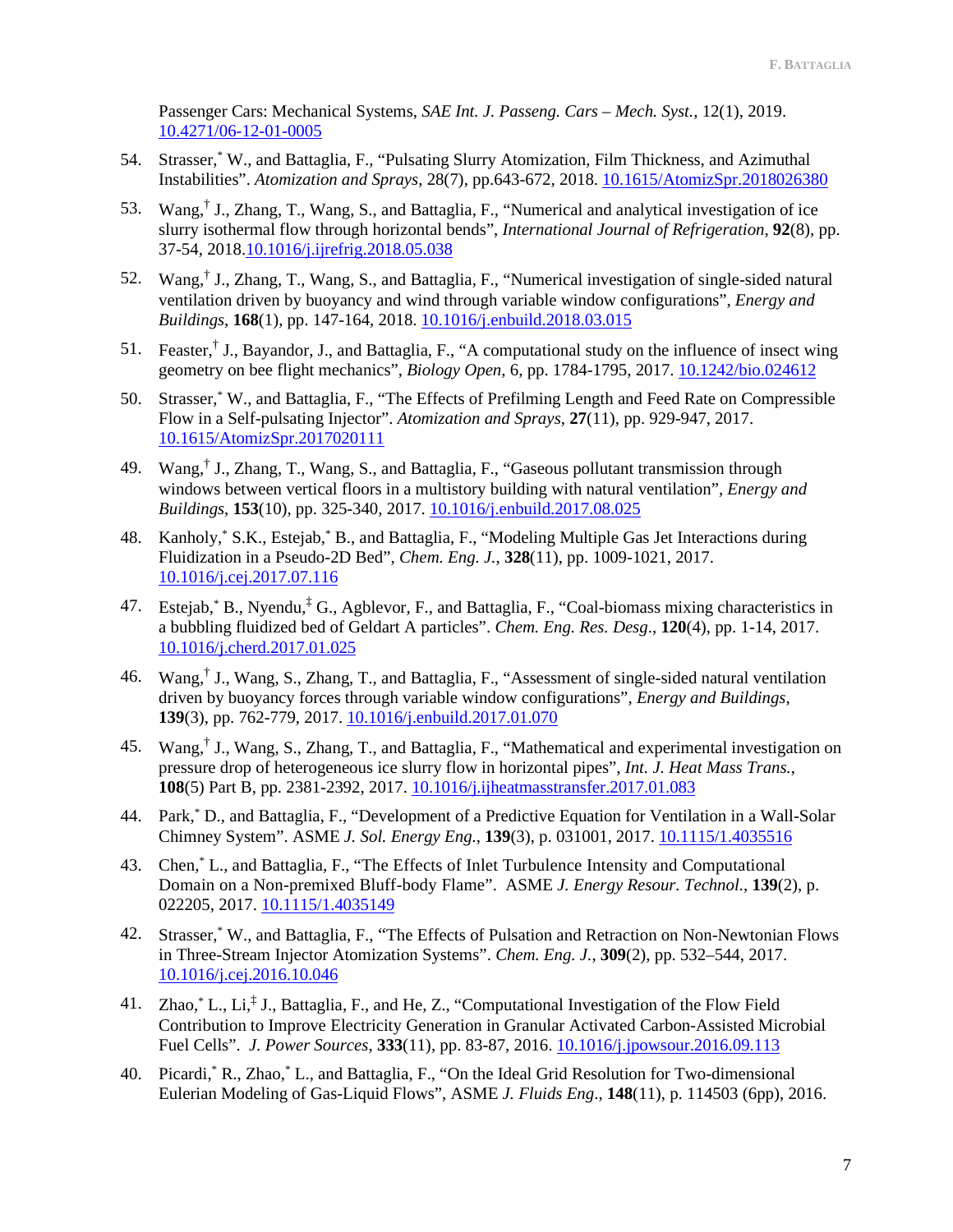Passenger Cars: Mechanical Systems, *SAE Int. J. Passeng. Cars – Mech. Syst.*, 12(1), 2019. 10.4271/06-12-01-0005

54. Strasser,* W., and Battaglia, F., "Pulsating Slurry Atomization, Film Thickness, and Azimuthal Instabilities". *Atomization and Sprays*, 28(7), pp.643-672, 2018. 10.1615/AtomizSpr.2018026380

53. Wang,† J., Zhang, T., Wang, S., and Battaglia, F., "Numerical and analytical investigation of ice slurry isothermal flow through horizontal bends", *International Journal of Refrigeration*, **92**(8), pp. 37-54, 2018.10.1016/j.ijrefrig.2018.05.038

52. Wang,† J., Zhang, T., Wang, S., and Battaglia, F., "Numerical investigation of single-sided natural ventilation driven by buoyancy and wind through variable window configurations", *Energy and Buildings*, **168**(1), pp. 147-164, 2018. 10.1016/j.enbuild.2018.03.015

51. Feaster,† J., Bayandor, J., and Battaglia, F., "A computational study on the influence of insect wing geometry on bee flight mechanics", *Biology Open*, 6, pp. 1784-1795, 2017. 10.1242/bio.024612

50. Strasser,* W., and Battaglia, F., "The Effects of Prefilming Length and Feed Rate on Compressible Flow in a Self-pulsating Injector". *Atomization and Sprays*, **27**(11), pp. 929-947, 2017. 10.1615/AtomizSpr.2017020111

49. Wang,† J., Zhang, T., Wang, S., and Battaglia, F., "Gaseous pollutant transmission through windows between vertical floors in a multistory building with natural ventilation", *Energy and Buildings*, **153**(10), pp. 325-340, 2017. 10.1016/j.enbuild.2017.08.025

48. Kanholy,* S.K., Estejab,* B., and Battaglia, F., "Modeling Multiple Gas Jet Interactions during Fluidization in a Pseudo-2D Bed", *Chem. Eng. J.*, **328**(11), pp. 1009-1021, 2017. 10.1016/j.cej.2017.07.116

47. Estejab,* B., Nyendu,‡ G., Agblevor, F., and Battaglia, F., "Coal-biomass mixing characteristics in a bubbling fluidized bed of Geldart A particles". *Chem. Eng. Res. Desg*., **120**(4), pp. 1-14, 2017. 10.1016/j.cherd.2017.01.025

46. Wang,† J., Wang, S., Zhang, T., and Battaglia, F., "Assessment of single-sided natural ventilation driven by buoyancy forces through variable window configurations", *Energy and Buildings*, **139**(3), pp. 762-779, 2017. 10.1016/j.enbuild.2017.01.070

45. Wang,† J., Wang, S., Zhang, T., and Battaglia, F., "Mathematical and experimental investigation on pressure drop of heterogeneous ice slurry flow in horizontal pipes", *Int. J. Heat Mass Trans.*, **108**(5) Part B, pp. 2381-2392, 2017. 10.1016/j.ijheatmasstransfer.2017.01.083

44. Park,* D., and Battaglia, F., "Development of a Predictive Equation for Ventilation in a Wall-Solar Chimney System". ASME *J. Sol. Energy Eng.*, **139**(3), p. 031001, 2017. 10.1115/1.4035516

43. Chen,* L., and Battaglia, F., "The Effects of Inlet Turbulence Intensity and Computational Domain on a Non-premixed Bluff-body Flame". ASME *J. Energy Resour. Technol.*, **139**(2), p. 022205, 2017. 10.1115/1.4035149

42. Strasser,* W., and Battaglia, F., "The Effects of Pulsation and Retraction on Non-Newtonian Flows in Three-Stream Injector Atomization Systems". *Chem. Eng. J.*, **309**(2), pp. 532–544, 2017. 10.1016/j.cej.2016.10.046

41. Zhao,* L., Li,‡ J., Battaglia, F., and He, Z., "Computational Investigation of the Flow Field Contribution to Improve Electricity Generation in Granular Activated Carbon-Assisted Microbial Fuel Cells". *J. Power Sources*, **333**(11), pp. 83-87, 2016. 10.1016/j.jpowsour.2016.09.113

40. Picardi,* R., Zhao,* L., and Battaglia, F., "On the Ideal Grid Resolution for Two-dimensional Eulerian Modeling of Gas-Liquid Flows", ASME *J. Fluids Eng*., **148**(11), p. 114503 (6pp), 2016.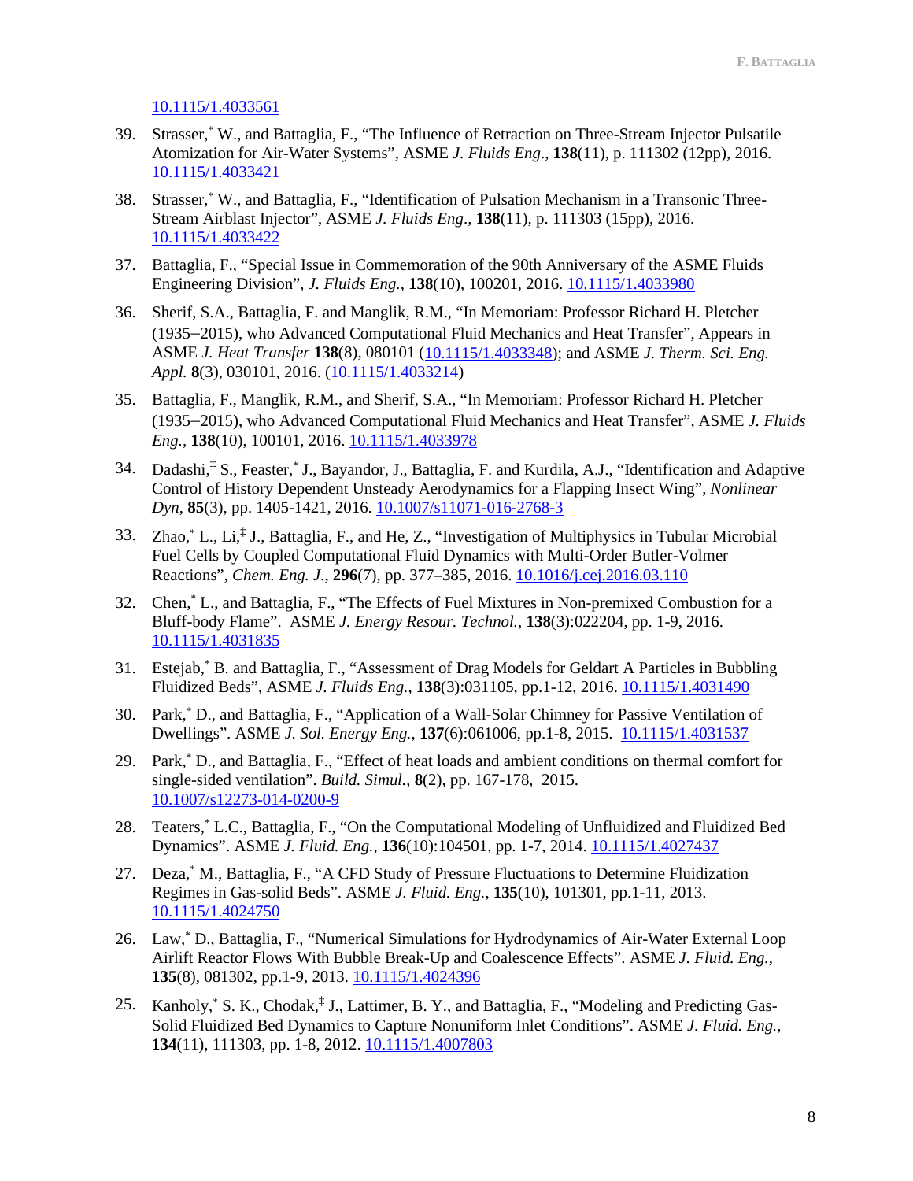10.1115/1.4033561

39. Strasser,[*] W., and Battaglia, F., "The Influence of Retraction on Three-Stream Injector Pulsatile Atomization for Air-Water Systems", ASME *J. Fluids Eng*., **138**(11), p. 111302 (12pp), 2016. 10.1115/1.4033421

38. Strasser,[*] W., and Battaglia, F., "Identification of Pulsation Mechanism in a Transonic Three-Stream Airblast Injector", ASME *J. Fluids Eng*., **138**(11), p. 111303 (15pp), 2016. 10.1115/1.4033422

37. Battaglia, F., "Special Issue in Commemoration of the 90th Anniversary of the ASME Fluids Engineering Division", *J. Fluids Eng.*, **138**(10), 100201, 2016. 10.1115/1.4033980

36. Sherif, S.A., Battaglia, F. and Manglik, R.M., "In Memoriam: Professor Richard H. Pletcher (1935−2015), who Advanced Computational Fluid Mechanics and Heat Transfer", Appears in ASME *J. Heat Transfer* **138**(8), 080101 (10.1115/1.4033348); and ASME *J. Therm. Sci. Eng. Appl.* **8**(3), 030101, 2016. (10.1115/1.4033214)

35. Battaglia, F., Manglik, R.M., and Sherif, S.A., "In Memoriam: Professor Richard H. Pletcher (1935−2015), who Advanced Computational Fluid Mechanics and Heat Transfer", ASME *J. Fluids Eng.*, **138**(10), 100101, 2016. 10.1115/1.4033978

34. Dadashi,[‡] S., Feaster,[*] J., Bayandor, J., Battaglia, F. and Kurdila, A.J., "Identification and Adaptive Control of History Dependent Unsteady Aerodynamics for a Flapping Insect Wing", *Nonlinear Dyn*, **85**(3), pp. 1405-1421, 2016. 10.1007/s11071-016-2768-3

33. Zhao,[*] L., Li,[‡] J., Battaglia, F., and He, Z., "Investigation of Multiphysics in Tubular Microbial Fuel Cells by Coupled Computational Fluid Dynamics with Multi-Order Butler-Volmer Reactions", *Chem. Eng. J.*, **296**(7), pp. 377–385, 2016. 10.1016/j.cej.2016.03.110

32. Chen,[*] L., and Battaglia, F., "The Effects of Fuel Mixtures in Non-premixed Combustion for a Bluff-body Flame". ASME *J. Energy Resour. Technol.*, **138**(3):022204, pp. 1-9, 2016. 10.1115/1.4031835

31. Estejab,[*] B. and Battaglia, F., "Assessment of Drag Models for Geldart A Particles in Bubbling Fluidized Beds", ASME *J. Fluids Eng.*, **138**(3):031105, pp.1-12, 2016. 10.1115/1.4031490

30. Park,[*] D., and Battaglia, F., "Application of a Wall-Solar Chimney for Passive Ventilation of Dwellings". ASME *J. Sol. Energy Eng.*, **137**(6):061006, pp.1-8, 2015. 10.1115/1.4031537

29. Park,[*] D., and Battaglia, F., "Effect of heat loads and ambient conditions on thermal comfort for single-sided ventilation". *Build. Simul.*, **8**(2), pp. 167-178, 2015. 10.1007/s12273-014-0200-9

28. Teaters,[*] L.C., Battaglia, F., "On the Computational Modeling of Unfluidized and Fluidized Bed Dynamics". ASME *J. Fluid. Eng.*, **136**(10):104501, pp. 1-7, 2014. 10.1115/1.4027437

27. Deza,[*] M., Battaglia, F., "A CFD Study of Pressure Fluctuations to Determine Fluidization Regimes in Gas-solid Beds". ASME *J. Fluid. Eng.*, **135**(10), 101301, pp.1-11, 2013. 10.1115/1.4024750

26. Law,[*] D., Battaglia, F., "Numerical Simulations for Hydrodynamics of Air-Water External Loop Airlift Reactor Flows With Bubble Break-Up and Coalescence Effects". ASME *J. Fluid. Eng.*, **135**(8), 081302, pp.1-9, 2013. 10.1115/1.4024396

25. Kanholy,[*] S. K., Chodak,[‡] J., Lattimer, B. Y., and Battaglia, F., "Modeling and Predicting Gas-Solid Fluidized Bed Dynamics to Capture Nonuniform Inlet Conditions". ASME *J. Fluid. Eng.*, **134**(11), 111303, pp. 1-8, 2012. 10.1115/1.4007803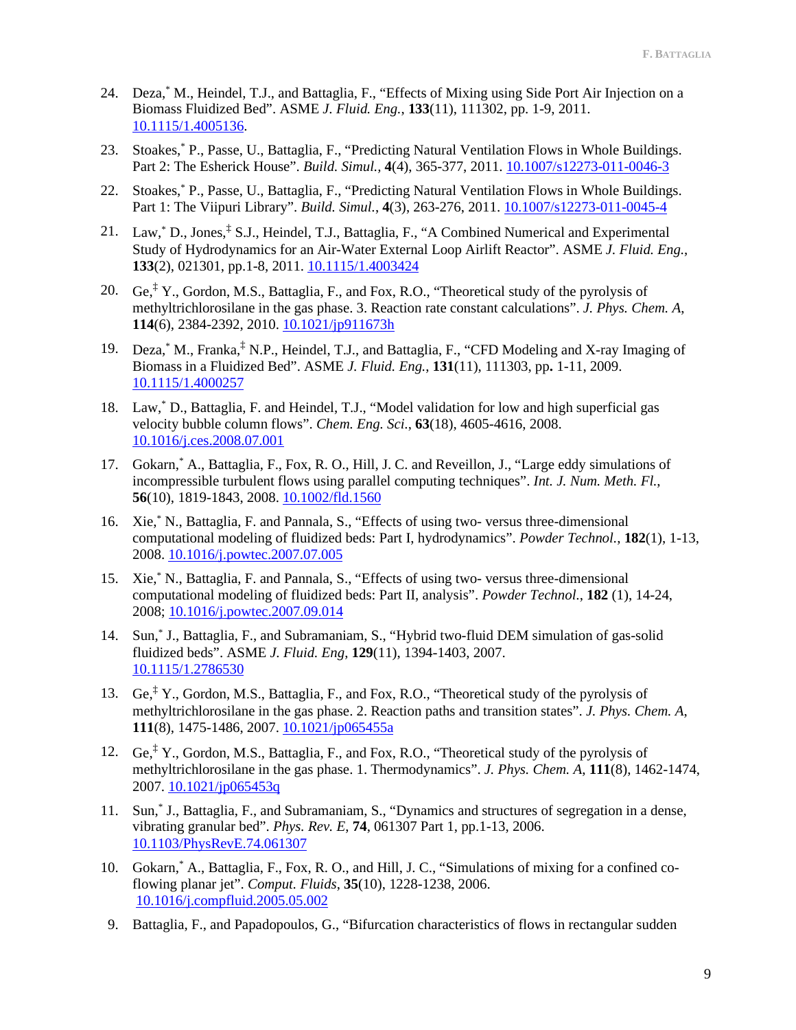24. Deza,[*] M., Heindel, T.J., and Battaglia, F., "Effects of Mixing using Side Port Air Injection on a Biomass Fluidized Bed". ASME *J. Fluid. Eng.*, **133**(11), 111302, pp. 1-9, 2011. 10.1115/1.4005136.

23. Stoakes,[*] P., Passe, U., Battaglia, F., "Predicting Natural Ventilation Flows in Whole Buildings. Part 2: The Esherick House". *Build. Simul.*, **4**(4), 365-377, 2011. 10.1007/s12273-011-0046-3

22. Stoakes,[*] P., Passe, U., Battaglia, F., "Predicting Natural Ventilation Flows in Whole Buildings. Part 1: The Viipuri Library". *Build. Simul.*, **4**(3), 263-276, 2011. 10.1007/s12273-011-0045-4

21. Law,[*] D., Jones,[‡] S.J., Heindel, T.J., Battaglia, F., "A Combined Numerical and Experimental Study of Hydrodynamics for an Air-Water External Loop Airlift Reactor". ASME *J. Fluid. Eng.*, **133**(2), 021301, pp.1-8, 2011. 10.1115/1.4003424

20. Ge,[‡] Y., Gordon, M.S., Battaglia, F., and Fox, R.O., "Theoretical study of the pyrolysis of methyltrichlorosilane in the gas phase. 3. Reaction rate constant calculations". *J. Phys. Chem. A*, **114**(6), 2384-2392, 2010. 10.1021/jp911673h

19. Deza,[*] M., Franka,[‡] N.P., Heindel, T.J., and Battaglia, F., "CFD Modeling and X-ray Imaging of Biomass in a Fluidized Bed". ASME *J. Fluid. Eng.*, **131**(11), 111303, pp**.** 1-11, 2009. 10.1115/1.4000257

18. Law,[*] D., Battaglia, F. and Heindel, T.J., "Model validation for low and high superficial gas velocity bubble column flows". *Chem. Eng. Sci.*, **63**(18), 4605-4616, 2008. 10.1016/j.ces.2008.07.001

17. Gokarn,[*] A., Battaglia, F., Fox, R. O., Hill, J. C. and Reveillon, J., "Large eddy simulations of incompressible turbulent flows using parallel computing techniques". *Int. J. Num. Meth. Fl.*, **56**(10), 1819-1843, 2008. 10.1002/fld.1560

16. Xie,[*] N., Battaglia, F. and Pannala, S., "Effects of using two- versus three-dimensional computational modeling of fluidized beds: Part I, hydrodynamics". *Powder Technol.*, **182**(1), 1-13, 2008. 10.1016/j.powtec.2007.07.005

15. Xie,[*] N., Battaglia, F. and Pannala, S., "Effects of using two- versus three-dimensional computational modeling of fluidized beds: Part II, analysis". *Powder Technol.*, **182** (1), 14-24, 2008; 10.1016/j.powtec.2007.09.014

14. Sun,[*] J., Battaglia, F., and Subramaniam, S., "Hybrid two-fluid DEM simulation of gas-solid fluidized beds". ASME *J. Fluid. Eng*, **129**(11), 1394-1403, 2007. 10.1115/1.2786530

13. Ge,[‡] Y., Gordon, M.S., Battaglia, F., and Fox, R.O., "Theoretical study of the pyrolysis of methyltrichlorosilane in the gas phase. 2. Reaction paths and transition states". *J. Phys. Chem. A*, **111**(8), 1475-1486, 2007. 10.1021/jp065455a

12. Ge,[‡] Y., Gordon, M.S., Battaglia, F., and Fox, R.O., "Theoretical study of the pyrolysis of methyltrichlorosilane in the gas phase. 1. Thermodynamics". *J. Phys. Chem. A*, **111**(8), 1462-1474, 2007. 10.1021/jp065453q

11. Sun,[*] J., Battaglia, F., and Subramaniam, S., "Dynamics and structures of segregation in a dense, vibrating granular bed". *Phys. Rev. E*, **74**, 061307 Part 1, pp.1-13, 2006. 10.1103/PhysRevE.74.061307

10. Gokarn,[*] A., Battaglia, F., Fox, R. O., and Hill, J. C., "Simulations of mixing for a confined co-flowing planar jet". *Comput. Fluids*, **35**(10), 1228-1238, 2006. 10.1016/j.compfluid.2005.05.002

9. Battaglia, F., and Papadopoulos, G., "Bifurcation characteristics of flows in rectangular sudden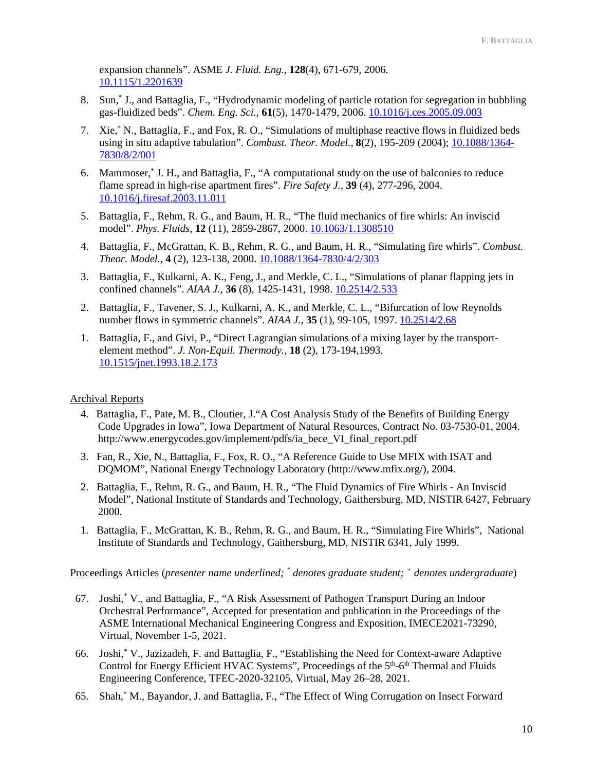expansion channels". ASME *J. Fluid. Eng.*, **128**(4), 671-679, 2006. 10.1115/1.2201639

8. Sun,* J., and Battaglia, F., "Hydrodynamic modeling of particle rotation for segregation in bubbling gas-fluidized beds". *Chem. Eng. Sci.*, **61**(5), 1470-1479, 2006. 10.1016/j.ces.2005.09.003

7. Xie,* N., Battaglia, F., and Fox, R. O., "Simulations of multiphase reactive flows in fluidized beds using in situ adaptive tabulation". *Combust. Theor. Model.*, **8**(2), 195-209 (2004); 10.1088/1364-7830/8/2/001

6. Mammoser,* J. H., and Battaglia, F., "A computational study on the use of balconies to reduce flame spread in high-rise apartment fires". *Fire Safety J.*, **39** (4), 277-296, 2004. 10.1016/j.firesaf.2003.11.011

5. Battaglia, F., Rehm, R. G., and Baum, H. R., "The fluid mechanics of fire whirls: An inviscid model". *Phys. Fluids*, **12** (11), 2859-2867, 2000. 10.1063/1.1308510

4. Battaglia, F., McGrattan, K. B., Rehm, R. G., and Baum, H. R., "Simulating fire whirls". *Combust. Theor. Model.*, **4** (2), 123-138, 2000. 10.1088/1364-7830/4/2/303

3. Battaglia, F., Kulkarni, A. K., Feng, J., and Merkle, C. L., "Simulations of planar flapping jets in confined channels". *AIAA J.*, **36** (8), 1425-1431, 1998. 10.2514/2.533

2. Battaglia, F., Tavener, S. J., Kulkarni, A. K., and Merkle, C. L., "Bifurcation of low Reynolds number flows in symmetric channels". *AIAA J.*, **35** (1), 99-105, 1997. 10.2514/2.68

1. Battaglia, F., and Givi, P., "Direct Lagrangian simulations of a mixing layer by the transport-element method". *J. Non-Equil. Thermody.*, **18** (2), 173-194,1993. 10.1515/jnet.1993.18.2.173

<u>Archival Reports</u>

4. Battaglia, F., Pate, M. B., Cloutier, J."A Cost Analysis Study of the Benefits of Building Energy Code Upgrades in Iowa", Iowa Department of Natural Resources, Contract No. 03-7530-01, 2004. http://www.energycodes.gov/implement/pdfs/ia_bece_VI_final_report.pdf

3. Fan, R., Xie, N., Battaglia, F., Fox, R. O., "A Reference Guide to Use MFIX with ISAT and DQMOM", National Energy Technology Laboratory (http://www.mfix.org/), 2004.

2. Battaglia, F., Rehm, R. G., and Baum, H. R., "The Fluid Dynamics of Fire Whirls - An Inviscid Model", National Institute of Standards and Technology, Gaithersburg, MD, NISTIR 6427, February 2000.

1. Battaglia, F., McGrattan, K. B., Rehm, R. G., and Baum, H. R., "Simulating Fire Whirls", National Institute of Standards and Technology, Gaithersburg, MD, NISTIR 6341, July 1999.

<u>Proceedings Articles</u> (*presenter name underlined; * denotes graduate student; + denotes undergraduate*)

67. Joshi,* V., and Battaglia, F., "A Risk Assessment of Pathogen Transport During an Indoor Orchestral Performance", Accepted for presentation and publication in the Proceedings of the ASME International Mechanical Engineering Congress and Exposition, IMECE2021-73290, Virtual, November 1-5, 2021.

66. Joshi,* V., Jazizadeh, F. and Battaglia, F., "Establishing the Need for Context-aware Adaptive Control for Energy Efficient HVAC Systems", Proceedings of the 5th-6th Thermal and Fluids Engineering Conference, TFEC-2020-32105, Virtual, May 26–28, 2021.

65. Shah,* M., Bayandor, J. and Battaglia, F., "The Effect of Wing Corrugation on Insect Forward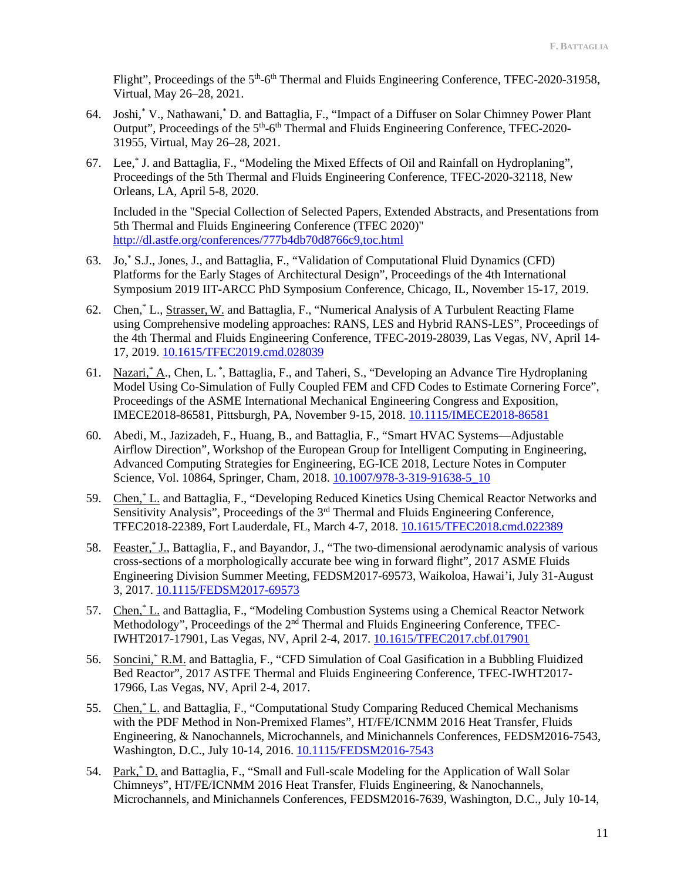Flight", Proceedings of the 5th-6th Thermal and Fluids Engineering Conference, TFEC-2020-31958, Virtual, May 26–28, 2021.

64. Joshi,* V., Nathawani,* D. and Battaglia, F., "Impact of a Diffuser on Solar Chimney Power Plant Output", Proceedings of the 5th-6th Thermal and Fluids Engineering Conference, TFEC-2020-31955, Virtual, May 26–28, 2021.

67. Lee,* J. and Battaglia, F., "Modeling the Mixed Effects of Oil and Rainfall on Hydroplaning", Proceedings of the 5th Thermal and Fluids Engineering Conference, TFEC-2020-32118, New Orleans, LA, April 5-8, 2020.

    Included in the "Special Collection of Selected Papers, Extended Abstracts, and Presentations from 5th Thermal and Fluids Engineering Conference (TFEC 2020)" http://dl.astfe.org/conferences/777b4db70d8766c9,toc.html

63. Jo,* S.J., Jones, J., and Battaglia, F., "Validation of Computational Fluid Dynamics (CFD) Platforms for the Early Stages of Architectural Design", Proceedings of the 4th International Symposium 2019 IIT-ARCC PhD Symposium Conference, Chicago, IL, November 15-17, 2019.

62. Chen,* L., Strasser, W. and Battaglia, F., "Numerical Analysis of A Turbulent Reacting Flame using Comprehensive modeling approaches: RANS, LES and Hybrid RANS-LES", Proceedings of the 4th Thermal and Fluids Engineering Conference, TFEC-2019-28039, Las Vegas, NV, April 14-17, 2019. 10.1615/TFEC2019.cmd.028039

61. Nazari,* A., Chen, L. *, Battaglia, F., and Taheri, S., "Developing an Advance Tire Hydroplaning Model Using Co-Simulation of Fully Coupled FEM and CFD Codes to Estimate Cornering Force", Proceedings of the ASME International Mechanical Engineering Congress and Exposition, IMECE2018-86581, Pittsburgh, PA, November 9-15, 2018. 10.1115/IMECE2018-86581

60. Abedi, M., Jazizadeh, F., Huang, B., and Battaglia, F., "Smart HVAC Systems—Adjustable Airflow Direction", Workshop of the European Group for Intelligent Computing in Engineering, Advanced Computing Strategies for Engineering, EG-ICE 2018, Lecture Notes in Computer Science, Vol. 10864, Springer, Cham, 2018. 10.1007/978-3-319-91638-5_10

59. Chen,* L. and Battaglia, F., "Developing Reduced Kinetics Using Chemical Reactor Networks and Sensitivity Analysis", Proceedings of the 3rd Thermal and Fluids Engineering Conference, TFEC2018-22389, Fort Lauderdale, FL, March 4-7, 2018. 10.1615/TFEC2018.cmd.022389

58. Feaster,* J., Battaglia, F., and Bayandor, J., "The two-dimensional aerodynamic analysis of various cross-sections of a morphologically accurate bee wing in forward flight", 2017 ASME Fluids Engineering Division Summer Meeting, FEDSM2017-69573, Waikoloa, Hawai'i, July 31-August 3, 2017. 10.1115/FEDSM2017-69573

57. Chen,* L. and Battaglia, F., "Modeling Combustion Systems using a Chemical Reactor Network Methodology", Proceedings of the 2nd Thermal and Fluids Engineering Conference, TFEC-IWHT2017-17901, Las Vegas, NV, April 2-4, 2017. 10.1615/TFEC2017.cbf.017901

56. Soncini,* R.M. and Battaglia, F., "CFD Simulation of Coal Gasification in a Bubbling Fluidized Bed Reactor", 2017 ASTFE Thermal and Fluids Engineering Conference, TFEC-IWHT2017-17966, Las Vegas, NV, April 2-4, 2017.

55. Chen,* L. and Battaglia, F., "Computational Study Comparing Reduced Chemical Mechanisms with the PDF Method in Non-Premixed Flames", HT/FE/ICNMM 2016 Heat Transfer, Fluids Engineering, & Nanochannels, Microchannels, and Minichannels Conferences, FEDSM2016-7543, Washington, D.C., July 10-14, 2016. 10.1115/FEDSM2016-7543

54. Park,* D. and Battaglia, F., "Small and Full-scale Modeling for the Application of Wall Solar Chimneys", HT/FE/ICNMM 2016 Heat Transfer, Fluids Engineering, & Nanochannels, Microchannels, and Minichannels Conferences, FEDSM2016-7639, Washington, D.C., July 10-14,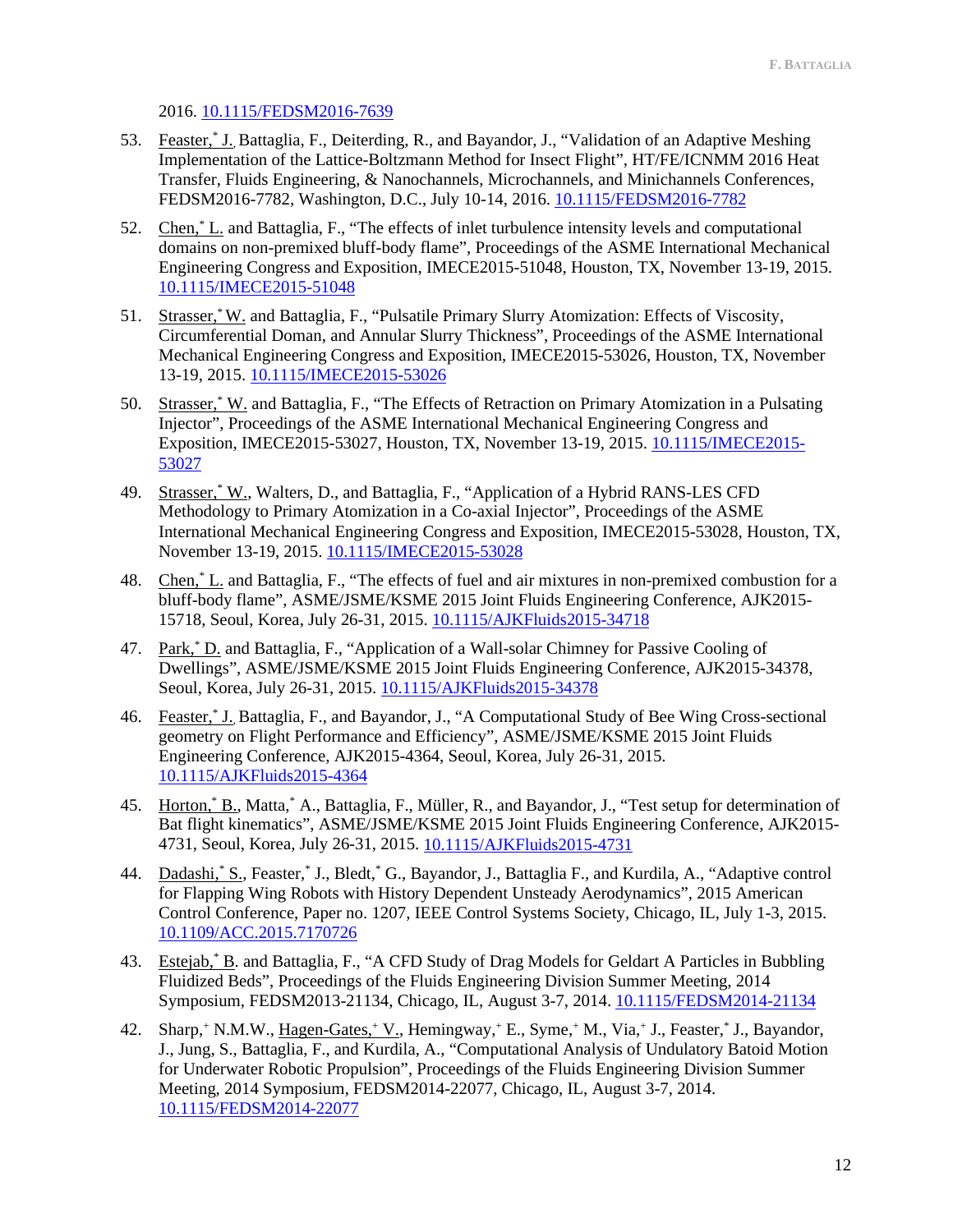2016. 10.1115/FEDSM2016-7639

53. Feaster,[*] J. Battaglia, F., Deiterding, R., and Bayandor, J., "Validation of an Adaptive Meshing Implementation of the Lattice-Boltzmann Method for Insect Flight", HT/FE/ICNMM 2016 Heat Transfer, Fluids Engineering, & Nanochannels, Microchannels, and Minichannels Conferences, FEDSM2016-7782, Washington, D.C., July 10-14, 2016. 10.1115/FEDSM2016-7782

52. Chen,[*] L. and Battaglia, F., "The effects of inlet turbulence intensity levels and computational domains on non-premixed bluff-body flame", Proceedings of the ASME International Mechanical Engineering Congress and Exposition, IMECE2015-51048, Houston, TX, November 13-19, 2015. 10.1115/IMECE2015-51048

51. Strasser,[*] W. and Battaglia, F., "Pulsatile Primary Slurry Atomization: Effects of Viscosity, Circumferential Doman, and Annular Slurry Thickness", Proceedings of the ASME International Mechanical Engineering Congress and Exposition, IMECE2015-53026, Houston, TX, November 13-19, 2015. 10.1115/IMECE2015-53026

50. Strasser,[*] W. and Battaglia, F., "The Effects of Retraction on Primary Atomization in a Pulsating Injector", Proceedings of the ASME International Mechanical Engineering Congress and Exposition, IMECE2015-53027, Houston, TX, November 13-19, 2015. 10.1115/IMECE2015-53027

49. Strasser,[*] W., Walters, D., and Battaglia, F., "Application of a Hybrid RANS-LES CFD Methodology to Primary Atomization in a Co-axial Injector", Proceedings of the ASME International Mechanical Engineering Congress and Exposition, IMECE2015-53028, Houston, TX, November 13-19, 2015. 10.1115/IMECE2015-53028

48. Chen,[*] L. and Battaglia, F., "The effects of fuel and air mixtures in non-premixed combustion for a bluff-body flame", ASME/JSME/KSME 2015 Joint Fluids Engineering Conference, AJK2015-15718, Seoul, Korea, July 26-31, 2015. 10.1115/AJKFluids2015-34718

47. Park,[*] D. and Battaglia, F., "Application of a Wall-solar Chimney for Passive Cooling of Dwellings", ASME/JSME/KSME 2015 Joint Fluids Engineering Conference, AJK2015-34378, Seoul, Korea, July 26-31, 2015. 10.1115/AJKFluids2015-34378

46. Feaster,[*] J. Battaglia, F., and Bayandor, J., "A Computational Study of Bee Wing Cross-sectional geometry on Flight Performance and Efficiency", ASME/JSME/KSME 2015 Joint Fluids Engineering Conference, AJK2015-4364, Seoul, Korea, July 26-31, 2015. 10.1115/AJKFluids2015-4364

45. Horton,[*] B., Matta,[*] A., Battaglia, F., Müller, R., and Bayandor, J., "Test setup for determination of Bat flight kinematics", ASME/JSME/KSME 2015 Joint Fluids Engineering Conference, AJK2015-4731, Seoul, Korea, July 26-31, 2015. 10.1115/AJKFluids2015-4731

44. Dadashi,[*] S., Feaster,[*] J., Bledt,[*] G., Bayandor, J., Battaglia F., and Kurdila, A., "Adaptive control for Flapping Wing Robots with History Dependent Unsteady Aerodynamics", 2015 American Control Conference, Paper no. 1207, IEEE Control Systems Society, Chicago, IL, July 1-3, 2015. 10.1109/ACC.2015.7170726

43. Estejab,[*] B. and Battaglia, F., "A CFD Study of Drag Models for Geldart A Particles in Bubbling Fluidized Beds", Proceedings of the Fluids Engineering Division Summer Meeting, 2014 Symposium, FEDSM2013-21134, Chicago, IL, August 3-7, 2014. 10.1115/FEDSM2014-21134

42. Sharp,[+] N.M.W., Hagen-Gates,[+] V., Hemingway,[+] E., Syme,[+] M., Via,[+] J., Feaster,[*] J., Bayandor, J., Jung, S., Battaglia, F., and Kurdila, A., "Computational Analysis of Undulatory Batoid Motion for Underwater Robotic Propulsion", Proceedings of the Fluids Engineering Division Summer Meeting, 2014 Symposium, FEDSM2014-22077, Chicago, IL, August 3-7, 2014. 10.1115/FEDSM2014-22077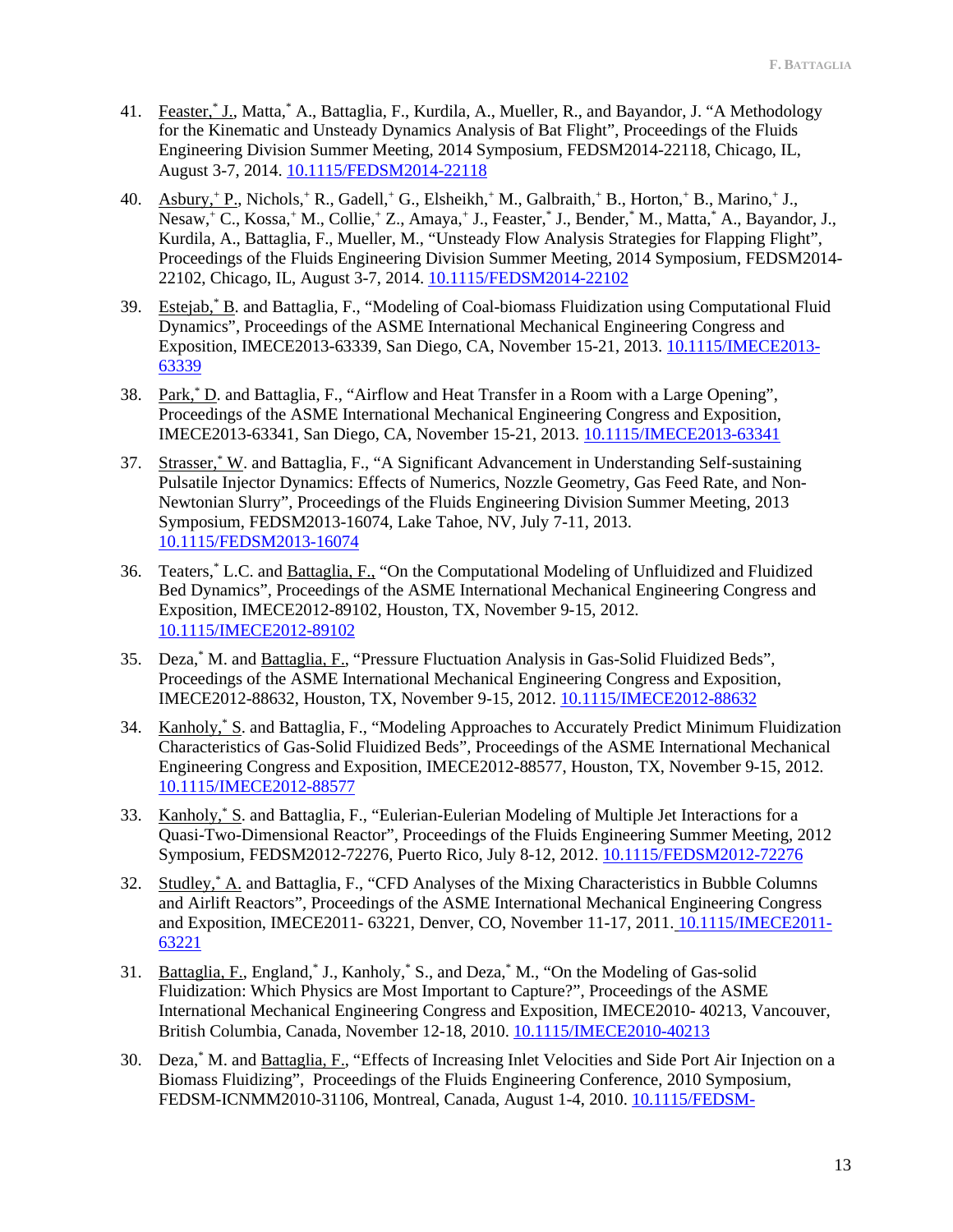41. Feaster,[*] J., Matta,[*] A., Battaglia, F., Kurdila, A., Mueller, R., and Bayandor, J. "A Methodology for the Kinematic and Unsteady Dynamics Analysis of Bat Flight", Proceedings of the Fluids Engineering Division Summer Meeting, 2014 Symposium, FEDSM2014-22118, Chicago, IL, August 3-7, 2014. 10.1115/FEDSM2014-22118

40. Asbury,[+] P., Nichols,[+] R., Gadell,[+] G., Elsheikh,[+] M., Galbraith,[+] B., Horton,[+] B., Marino,[+] J., Nesaw,[+] C., Kossa,[+] M., Collie,[+] Z., Amaya,[+] J., Feaster,[*] J., Bender,[*] M., Matta,[*] A., Bayandor, J., Kurdila, A., Battaglia, F., Mueller, M., "Unsteady Flow Analysis Strategies for Flapping Flight", Proceedings of the Fluids Engineering Division Summer Meeting, 2014 Symposium, FEDSM2014-22102, Chicago, IL, August 3-7, 2014. 10.1115/FEDSM2014-22102

39. Estejab,[*] B. and Battaglia, F., "Modeling of Coal-biomass Fluidization using Computational Fluid Dynamics", Proceedings of the ASME International Mechanical Engineering Congress and Exposition, IMECE2013-63339, San Diego, CA, November 15-21, 2013. 10.1115/IMECE2013-63339

38. Park,[*] D. and Battaglia, F., "Airflow and Heat Transfer in a Room with a Large Opening", Proceedings of the ASME International Mechanical Engineering Congress and Exposition, IMECE2013-63341, San Diego, CA, November 15-21, 2013. 10.1115/IMECE2013-63341

37. Strasser,[*] W. and Battaglia, F., "A Significant Advancement in Understanding Self-sustaining Pulsatile Injector Dynamics: Effects of Numerics, Nozzle Geometry, Gas Feed Rate, and Non-Newtonian Slurry", Proceedings of the Fluids Engineering Division Summer Meeting, 2013 Symposium, FEDSM2013-16074, Lake Tahoe, NV, July 7-11, 2013. 10.1115/FEDSM2013-16074

36. Teaters,[*] L.C. and Battaglia, F., "On the Computational Modeling of Unfluidized and Fluidized Bed Dynamics", Proceedings of the ASME International Mechanical Engineering Congress and Exposition, IMECE2012-89102, Houston, TX, November 9-15, 2012. 10.1115/IMECE2012-89102

35. Deza,[*] M. and Battaglia, F., "Pressure Fluctuation Analysis in Gas-Solid Fluidized Beds", Proceedings of the ASME International Mechanical Engineering Congress and Exposition, IMECE2012-88632, Houston, TX, November 9-15, 2012. 10.1115/IMECE2012-88632

34. Kanholy,[*] S. and Battaglia, F., "Modeling Approaches to Accurately Predict Minimum Fluidization Characteristics of Gas-Solid Fluidized Beds", Proceedings of the ASME International Mechanical Engineering Congress and Exposition, IMECE2012-88577, Houston, TX, November 9-15, 2012. 10.1115/IMECE2012-88577

33. Kanholy,[*] S. and Battaglia, F., "Eulerian-Eulerian Modeling of Multiple Jet Interactions for a Quasi-Two-Dimensional Reactor", Proceedings of the Fluids Engineering Summer Meeting, 2012 Symposium, FEDSM2012-72276, Puerto Rico, July 8-12, 2012. 10.1115/FEDSM2012-72276

32. Studley,[*] A. and Battaglia, F., "CFD Analyses of the Mixing Characteristics in Bubble Columns and Airlift Reactors", Proceedings of the ASME International Mechanical Engineering Congress and Exposition, IMECE2011- 63221, Denver, CO, November 11-17, 2011. 10.1115/IMECE2011-63221

31. Battaglia, F., England,[*] J., Kanholy,[*] S., and Deza,[*] M., "On the Modeling of Gas-solid Fluidization: Which Physics are Most Important to Capture?", Proceedings of the ASME International Mechanical Engineering Congress and Exposition, IMECE2010- 40213, Vancouver, British Columbia, Canada, November 12-18, 2010. 10.1115/IMECE2010-40213

30. Deza,[*] M. and Battaglia, F., "Effects of Increasing Inlet Velocities and Side Port Air Injection on a Biomass Fluidizing", Proceedings of the Fluids Engineering Conference, 2010 Symposium, FEDSM-ICNMM2010-31106, Montreal, Canada, August 1-4, 2010. 10.1115/FEDSM-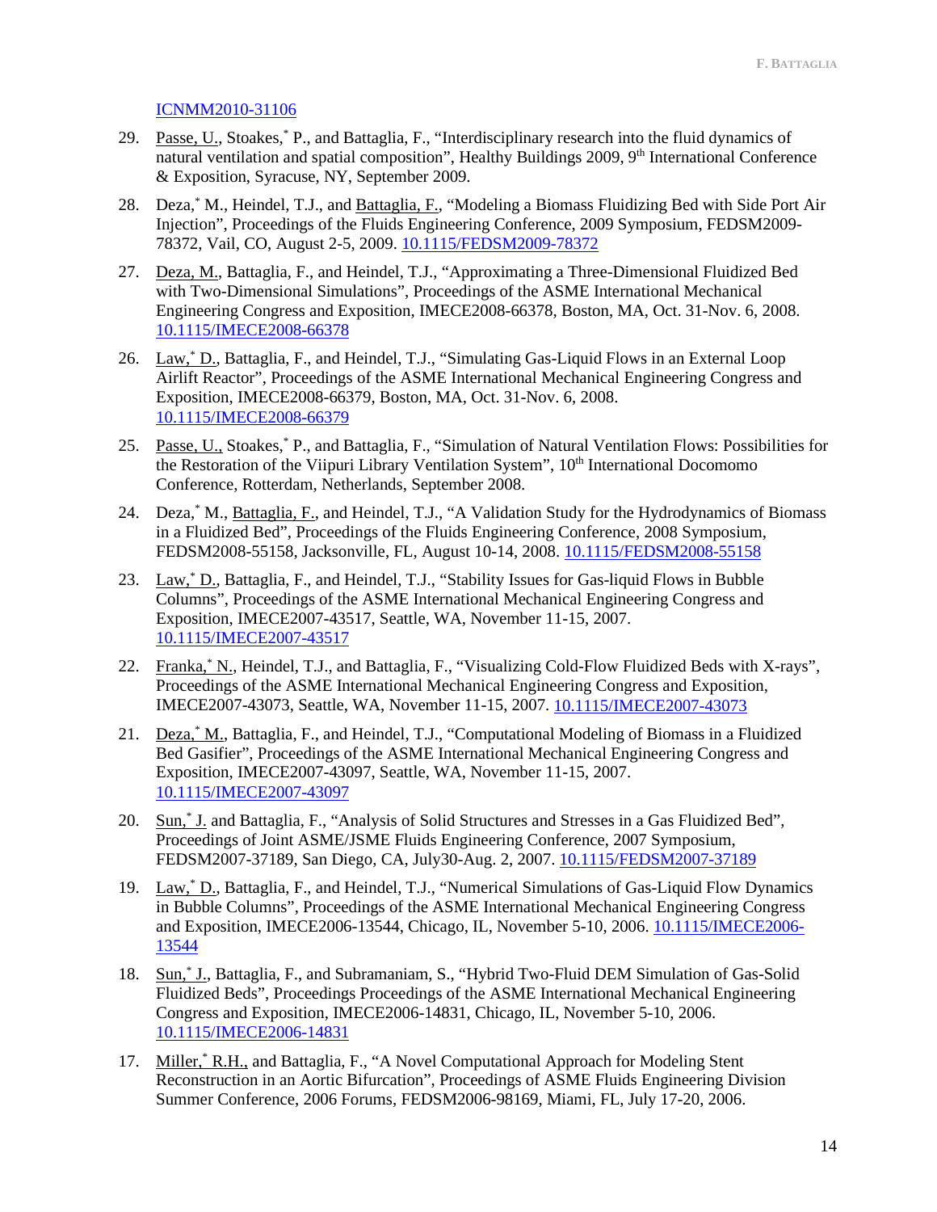ICNMM2010-31106

29. Passe, U., Stoakes,[*] P., and Battaglia, F., "Interdisciplinary research into the fluid dynamics of natural ventilation and spatial composition", Healthy Buildings 2009, 9th International Conference & Exposition, Syracuse, NY, September 2009.

28. Deza,[*] M., Heindel, T.J., and Battaglia, F., "Modeling a Biomass Fluidizing Bed with Side Port Air Injection", Proceedings of the Fluids Engineering Conference, 2009 Symposium, FEDSM2009-78372, Vail, CO, August 2-5, 2009. 10.1115/FEDSM2009-78372

27. Deza, M., Battaglia, F., and Heindel, T.J., "Approximating a Three-Dimensional Fluidized Bed with Two-Dimensional Simulations", Proceedings of the ASME International Mechanical Engineering Congress and Exposition, IMECE2008-66378, Boston, MA, Oct. 31-Nov. 6, 2008. 10.1115/IMECE2008-66378

26. Law,[*] D., Battaglia, F., and Heindel, T.J., "Simulating Gas-Liquid Flows in an External Loop Airlift Reactor", Proceedings of the ASME International Mechanical Engineering Congress and Exposition, IMECE2008-66379, Boston, MA, Oct. 31-Nov. 6, 2008. 10.1115/IMECE2008-66379

25. Passe, U., Stoakes,[*] P., and Battaglia, F., "Simulation of Natural Ventilation Flows: Possibilities for the Restoration of the Viipuri Library Ventilation System", 10th International Docomomo Conference, Rotterdam, Netherlands, September 2008.

24. Deza,[*] M., Battaglia, F., and Heindel, T.J., "A Validation Study for the Hydrodynamics of Biomass in a Fluidized Bed", Proceedings of the Fluids Engineering Conference, 2008 Symposium, FEDSM2008-55158, Jacksonville, FL, August 10-14, 2008. 10.1115/FEDSM2008-55158

23. Law,[*] D., Battaglia, F., and Heindel, T.J., "Stability Issues for Gas-liquid Flows in Bubble Columns", Proceedings of the ASME International Mechanical Engineering Congress and Exposition, IMECE2007-43517, Seattle, WA, November 11-15, 2007. 10.1115/IMECE2007-43517

22. Franka,[*] N., Heindel, T.J., and Battaglia, F., "Visualizing Cold-Flow Fluidized Beds with X-rays", Proceedings of the ASME International Mechanical Engineering Congress and Exposition, IMECE2007-43073, Seattle, WA, November 11-15, 2007. 10.1115/IMECE2007-43073

21. Deza,[*] M., Battaglia, F., and Heindel, T.J., "Computational Modeling of Biomass in a Fluidized Bed Gasifier", Proceedings of the ASME International Mechanical Engineering Congress and Exposition, IMECE2007-43097, Seattle, WA, November 11-15, 2007. 10.1115/IMECE2007-43097

20. Sun,[*] J. and Battaglia, F., "Analysis of Solid Structures and Stresses in a Gas Fluidized Bed", Proceedings of Joint ASME/JSME Fluids Engineering Conference, 2007 Symposium, FEDSM2007-37189, San Diego, CA, July30-Aug. 2, 2007. 10.1115/FEDSM2007-37189

19. Law,[*] D., Battaglia, F., and Heindel, T.J., "Numerical Simulations of Gas-Liquid Flow Dynamics in Bubble Columns", Proceedings of the ASME International Mechanical Engineering Congress and Exposition, IMECE2006-13544, Chicago, IL, November 5-10, 2006. 10.1115/IMECE2006-13544

18. Sun,[*] J., Battaglia, F., and Subramaniam, S., "Hybrid Two-Fluid DEM Simulation of Gas-Solid Fluidized Beds", Proceedings Proceedings of the ASME International Mechanical Engineering Congress and Exposition, IMECE2006-14831, Chicago, IL, November 5-10, 2006. 10.1115/IMECE2006-14831

17. Miller,[*] R.H., and Battaglia, F., "A Novel Computational Approach for Modeling Stent Reconstruction in an Aortic Bifurcation", Proceedings of ASME Fluids Engineering Division Summer Conference, 2006 Forums, FEDSM2006-98169, Miami, FL, July 17-20, 2006.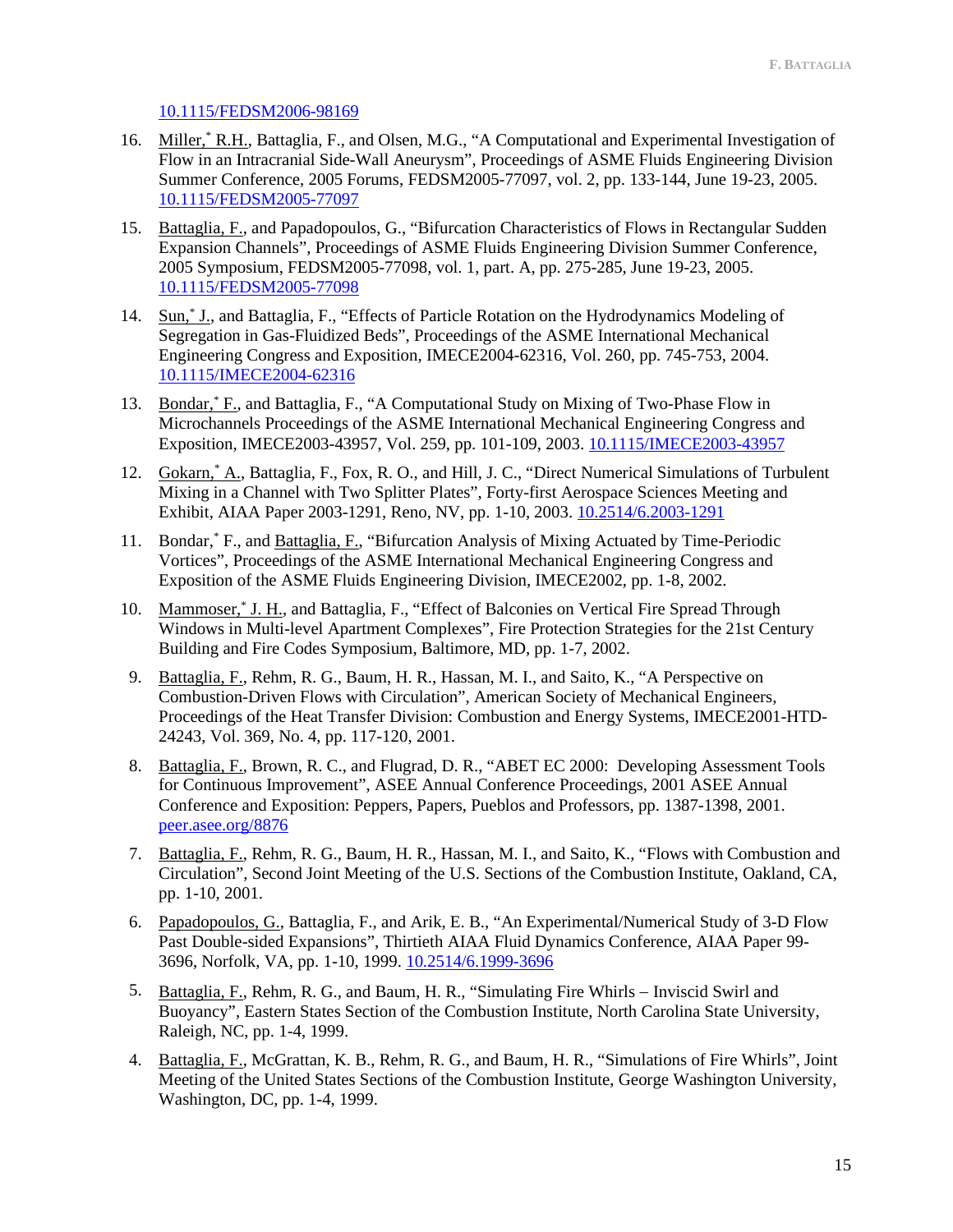10.1115/FEDSM2006-98169

16. Miller,[*] R.H., Battaglia, F., and Olsen, M.G., "A Computational and Experimental Investigation of Flow in an Intracranial Side-Wall Aneurysm", Proceedings of ASME Fluids Engineering Division Summer Conference, 2005 Forums, FEDSM2005-77097, vol. 2, pp. 133-144, June 19-23, 2005. 10.1115/FEDSM2005-77097

15. Battaglia, F., and Papadopoulos, G., "Bifurcation Characteristics of Flows in Rectangular Sudden Expansion Channels", Proceedings of ASME Fluids Engineering Division Summer Conference, 2005 Symposium, FEDSM2005-77098, vol. 1, part. A, pp. 275-285, June 19-23, 2005. 10.1115/FEDSM2005-77098

14. Sun,[*] J., and Battaglia, F., "Effects of Particle Rotation on the Hydrodynamics Modeling of Segregation in Gas-Fluidized Beds", Proceedings of the ASME International Mechanical Engineering Congress and Exposition, IMECE2004-62316, Vol. 260, pp. 745-753, 2004. 10.1115/IMECE2004-62316

13. Bondar,[*] F., and Battaglia, F., "A Computational Study on Mixing of Two-Phase Flow in Microchannels Proceedings of the ASME International Mechanical Engineering Congress and Exposition, IMECE2003-43957, Vol. 259, pp. 101-109, 2003. 10.1115/IMECE2003-43957

12. Gokarn,[*] A., Battaglia, F., Fox, R. O., and Hill, J. C., "Direct Numerical Simulations of Turbulent Mixing in a Channel with Two Splitter Plates", Forty-first Aerospace Sciences Meeting and Exhibit, AIAA Paper 2003-1291, Reno, NV, pp. 1-10, 2003. 10.2514/6.2003-1291

11. Bondar,[*] F., and Battaglia, F., "Bifurcation Analysis of Mixing Actuated by Time-Periodic Vortices", Proceedings of the ASME International Mechanical Engineering Congress and Exposition of the ASME Fluids Engineering Division, IMECE2002, pp. 1-8, 2002.

10. Mammoser,[*] J. H., and Battaglia, F., "Effect of Balconies on Vertical Fire Spread Through Windows in Multi-level Apartment Complexes", Fire Protection Strategies for the 21st Century Building and Fire Codes Symposium, Baltimore, MD, pp. 1-7, 2002.

9. Battaglia, F., Rehm, R. G., Baum, H. R., Hassan, M. I., and Saito, K., "A Perspective on Combustion-Driven Flows with Circulation", American Society of Mechanical Engineers, Proceedings of the Heat Transfer Division: Combustion and Energy Systems, IMECE2001-HTD-24243, Vol. 369, No. 4, pp. 117-120, 2001.

8. Battaglia, F., Brown, R. C., and Flugrad, D. R., "ABET EC 2000: Developing Assessment Tools for Continuous Improvement", ASEE Annual Conference Proceedings, 2001 ASEE Annual Conference and Exposition: Peppers, Papers, Pueblos and Professors, pp. 1387-1398, 2001. peer.asee.org/8876

7. Battaglia, F., Rehm, R. G., Baum, H. R., Hassan, M. I., and Saito, K., "Flows with Combustion and Circulation", Second Joint Meeting of the U.S. Sections of the Combustion Institute, Oakland, CA, pp. 1-10, 2001.

6. Papadopoulos, G., Battaglia, F., and Arik, E. B., "An Experimental/Numerical Study of 3-D Flow Past Double-sided Expansions", Thirtieth AIAA Fluid Dynamics Conference, AIAA Paper 99-3696, Norfolk, VA, pp. 1-10, 1999. 10.2514/6.1999-3696

5. Battaglia, F., Rehm, R. G., and Baum, H. R., "Simulating Fire Whirls – Inviscid Swirl and Buoyancy", Eastern States Section of the Combustion Institute, North Carolina State University, Raleigh, NC, pp. 1-4, 1999.

4. Battaglia, F., McGrattan, K. B., Rehm, R. G., and Baum, H. R., "Simulations of Fire Whirls", Joint Meeting of the United States Sections of the Combustion Institute, George Washington University, Washington, DC, pp. 1-4, 1999.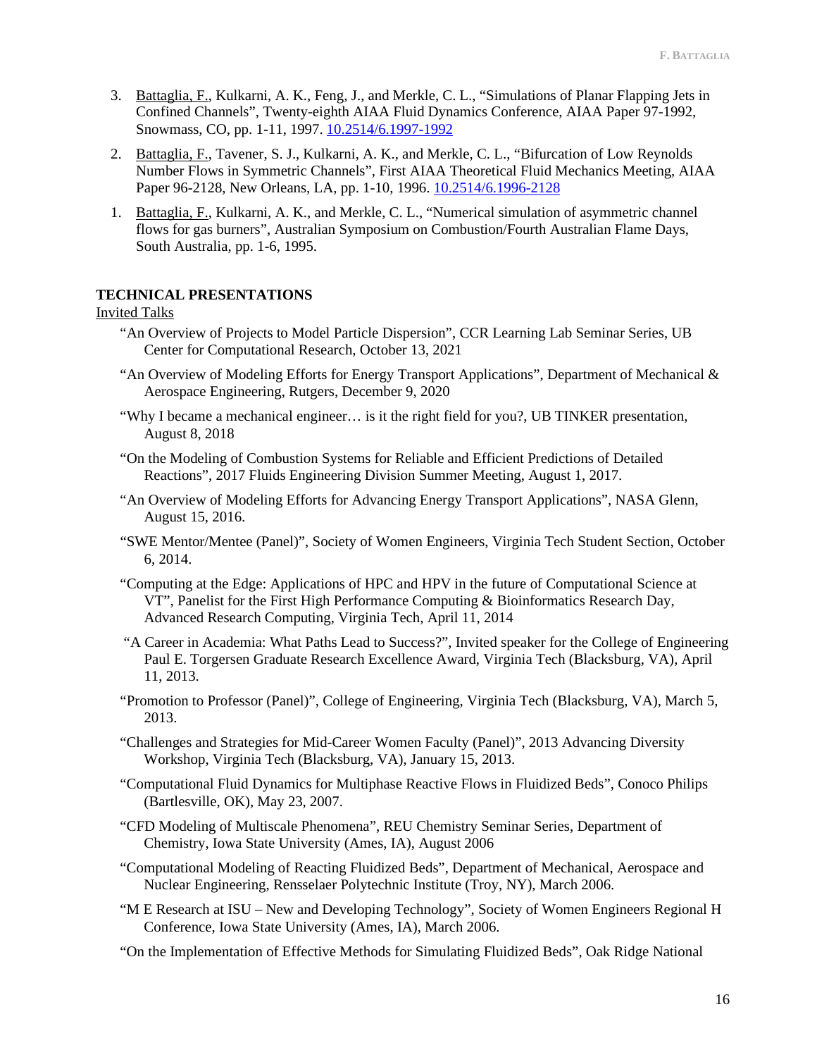3. Battaglia, F., Kulkarni, A. K., Feng, J., and Merkle, C. L., "Simulations of Planar Flapping Jets in Confined Channels", Twenty-eighth AIAA Fluid Dynamics Conference, AIAA Paper 97-1992, Snowmass, CO, pp. 1-11, 1997. [10.2514/6.1997-1992](https://doi.org/10.2514/6.1997-1992)

2. Battaglia, F., Tavener, S. J., Kulkarni, A. K., and Merkle, C. L., "Bifurcation of Low Reynolds Number Flows in Symmetric Channels", First AIAA Theoretical Fluid Mechanics Meeting, AIAA Paper 96-2128, New Orleans, LA, pp. 1-10, 1996. [10.2514/6.1996-2128](https://doi.org/10.2514/6.1996-2128)

1. Battaglia, F., Kulkarni, A. K., and Merkle, C. L., "Numerical simulation of asymmetric channel flows for gas burners", Australian Symposium on Combustion/Fourth Australian Flame Days, South Australia, pp. 1-6, 1995.

## TECHNICAL PRESENTATIONS

Invited Talks

"An Overview of Projects to Model Particle Dispersion", CCR Learning Lab Seminar Series, UB Center for Computational Research, October 13, 2021

"An Overview of Modeling Efforts for Energy Transport Applications", Department of Mechanical & Aerospace Engineering, Rutgers, December 9, 2020

"Why I became a mechanical engineer… is it the right field for you?, UB TINKER presentation, August 8, 2018

"On the Modeling of Combustion Systems for Reliable and Efficient Predictions of Detailed Reactions", 2017 Fluids Engineering Division Summer Meeting, August 1, 2017.

"An Overview of Modeling Efforts for Advancing Energy Transport Applications", NASA Glenn, August 15, 2016.

"SWE Mentor/Mentee (Panel)", Society of Women Engineers, Virginia Tech Student Section, October 6, 2014.

"Computing at the Edge: Applications of HPC and HPV in the future of Computational Science at VT", Panelist for the First High Performance Computing & Bioinformatics Research Day, Advanced Research Computing, Virginia Tech, April 11, 2014

"A Career in Academia: What Paths Lead to Success?", Invited speaker for the College of Engineering Paul E. Torgersen Graduate Research Excellence Award, Virginia Tech (Blacksburg, VA), April 11, 2013.

"Promotion to Professor (Panel)", College of Engineering, Virginia Tech (Blacksburg, VA), March 5, 2013.

"Challenges and Strategies for Mid-Career Women Faculty (Panel)", 2013 Advancing Diversity Workshop, Virginia Tech (Blacksburg, VA), January 15, 2013.

"Computational Fluid Dynamics for Multiphase Reactive Flows in Fluidized Beds", Conoco Philips (Bartlesville, OK), May 23, 2007.

"CFD Modeling of Multiscale Phenomena", REU Chemistry Seminar Series, Department of Chemistry, Iowa State University (Ames, IA), August 2006

"Computational Modeling of Reacting Fluidized Beds", Department of Mechanical, Aerospace and Nuclear Engineering, Rensselaer Polytechnic Institute (Troy, NY), March 2006.

"M E Research at ISU – New and Developing Technology", Society of Women Engineers Regional H Conference, Iowa State University (Ames, IA), March 2006.

"On the Implementation of Effective Methods for Simulating Fluidized Beds", Oak Ridge National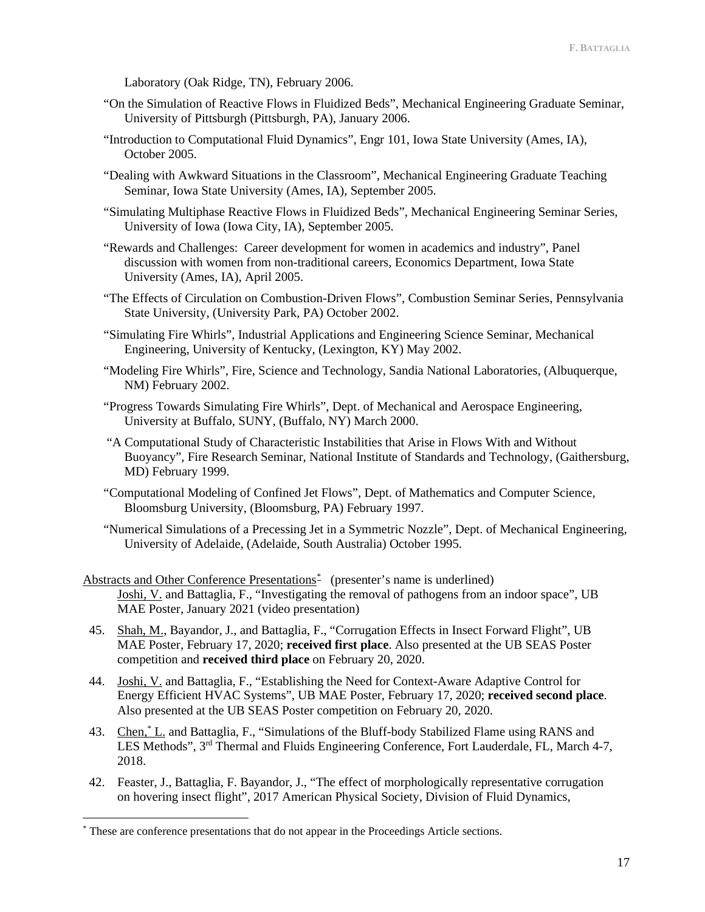Laboratory (Oak Ridge, TN), February 2006.

"On the Simulation of Reactive Flows in Fluidized Beds", Mechanical Engineering Graduate Seminar, University of Pittsburgh (Pittsburgh, PA), January 2006.

"Introduction to Computational Fluid Dynamics", Engr 101, Iowa State University (Ames, IA), October 2005.

"Dealing with Awkward Situations in the Classroom", Mechanical Engineering Graduate Teaching Seminar, Iowa State University (Ames, IA), September 2005.

"Simulating Multiphase Reactive Flows in Fluidized Beds", Mechanical Engineering Seminar Series, University of Iowa (Iowa City, IA), September 2005.

"Rewards and Challenges: Career development for women in academics and industry", Panel discussion with women from non-traditional careers, Economics Department, Iowa State University (Ames, IA), April 2005.

"The Effects of Circulation on Combustion-Driven Flows", Combustion Seminar Series, Pennsylvania State University, (University Park, PA) October 2002.

"Simulating Fire Whirls", Industrial Applications and Engineering Science Seminar, Mechanical Engineering, University of Kentucky, (Lexington, KY) May 2002.

"Modeling Fire Whirls", Fire, Science and Technology, Sandia National Laboratories, (Albuquerque, NM) February 2002.

"Progress Towards Simulating Fire Whirls", Dept. of Mechanical and Aerospace Engineering, University at Buffalo, SUNY, (Buffalo, NY) March 2000.

"A Computational Study of Characteristic Instabilities that Arise in Flows With and Without Buoyancy", Fire Research Seminar, National Institute of Standards and Technology, (Gaithersburg, MD) February 1999.

"Computational Modeling of Confined Jet Flows", Dept. of Mathematics and Computer Science, Bloomsburg University, (Bloomsburg, PA) February 1997.

"Numerical Simulations of a Precessing Jet in a Symmetric Nozzle", Dept. of Mechanical Engineering, University of Adelaide, (Adelaide, South Australia) October 1995.

Abstracts and Other Conference Presentations* (presenter's name is underlined)

Joshi, V. and Battaglia, F., "Investigating the removal of pathogens from an indoor space", UB MAE Poster, January 2021 (video presentation)

45. Shah, M., Bayandor, J., and Battaglia, F., "Corrugation Effects in Insect Forward Flight", UB MAE Poster, February 17, 2020; **received first place**. Also presented at the UB SEAS Poster competition and **received third place** on February 20, 2020.

44. Joshi, V. and Battaglia, F., "Establishing the Need for Context-Aware Adaptive Control for Energy Efficient HVAC Systems", UB MAE Poster, February 17, 2020; **received second place**. Also presented at the UB SEAS Poster competition on February 20, 2020.

43. Chen,* L. and Battaglia, F., "Simulations of the Bluff-body Stabilized Flame using RANS and LES Methods", 3rd Thermal and Fluids Engineering Conference, Fort Lauderdale, FL, March 4-7, 2018.

42. Feaster, J., Battaglia, F. Bayandor, J., "The effect of morphologically representative corrugation on hovering insect flight", 2017 American Physical Society, Division of Fluid Dynamics,

* These are conference presentations that do not appear in the Proceedings Article sections.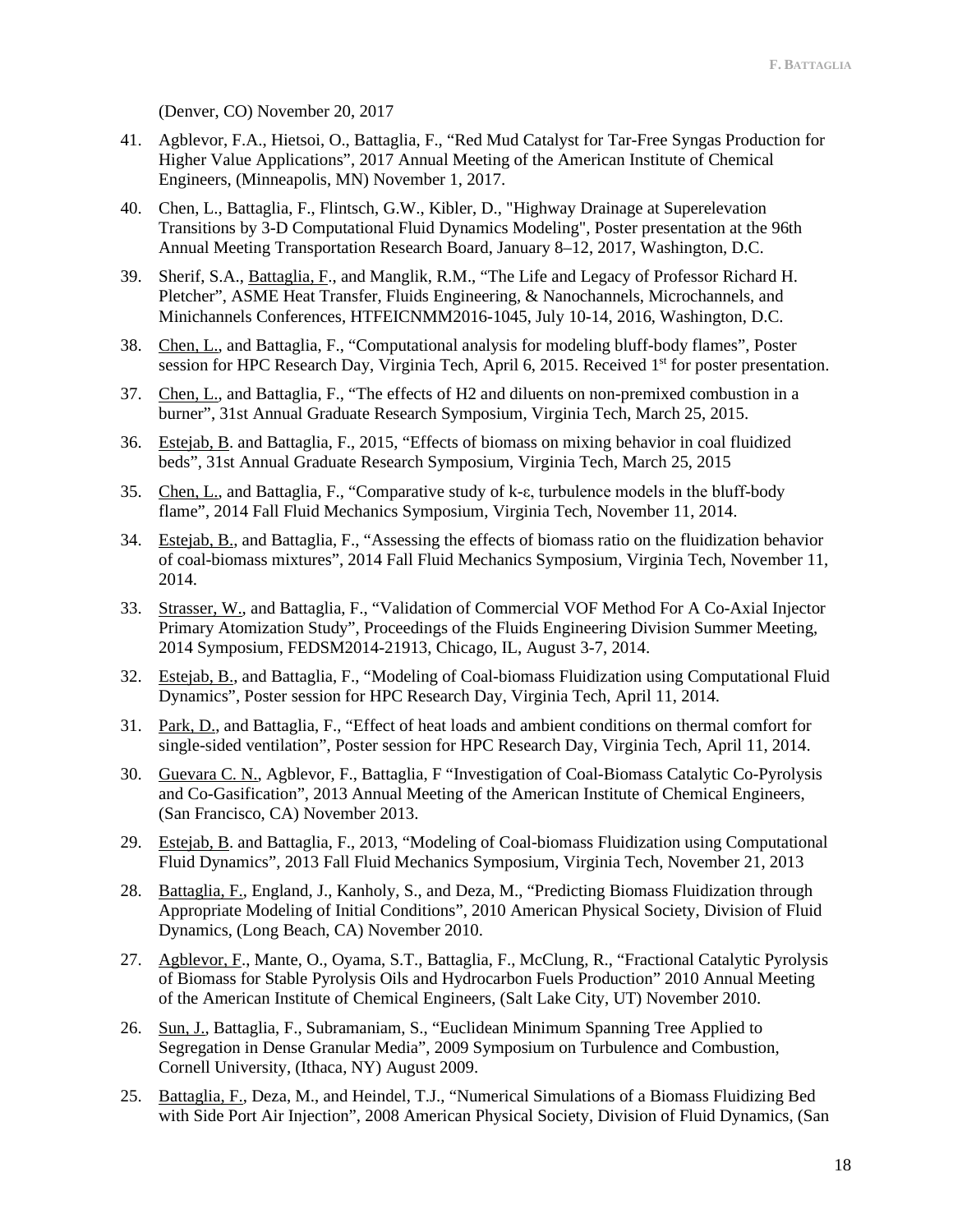(Denver, CO) November 20, 2017

41. Agblevor, F.A., Hietsoi, O., Battaglia, F., "Red Mud Catalyst for Tar-Free Syngas Production for Higher Value Applications", 2017 Annual Meeting of the American Institute of Chemical Engineers, (Minneapolis, MN) November 1, 2017.

40. Chen, L., Battaglia, F., Flintsch, G.W., Kibler, D., "Highway Drainage at Superelevation Transitions by 3-D Computational Fluid Dynamics Modeling", Poster presentation at the 96th Annual Meeting Transportation Research Board, January 8–12, 2017, Washington, D.C.

39. Sherif, S.A., Battaglia, F., and Manglik, R.M., "The Life and Legacy of Professor Richard H. Pletcher", ASME Heat Transfer, Fluids Engineering, & Nanochannels, Microchannels, and Minichannels Conferences, HTFEICNMM2016-1045, July 10-14, 2016, Washington, D.C.

38. Chen, L., and Battaglia, F., "Computational analysis for modeling bluff-body flames", Poster session for HPC Research Day, Virginia Tech, April 6, 2015. Received 1st for poster presentation.

37. Chen, L., and Battaglia, F., "The effects of H2 and diluents on non-premixed combustion in a burner", 31st Annual Graduate Research Symposium, Virginia Tech, March 25, 2015.

36. Estejab, B. and Battaglia, F., 2015, "Effects of biomass on mixing behavior in coal fluidized beds", 31st Annual Graduate Research Symposium, Virginia Tech, March 25, 2015

35. Chen, L., and Battaglia, F., "Comparative study of k-ε, turbulence models in the bluff-body flame", 2014 Fall Fluid Mechanics Symposium, Virginia Tech, November 11, 2014.

34. Estejab, B., and Battaglia, F., "Assessing the effects of biomass ratio on the fluidization behavior of coal-biomass mixtures", 2014 Fall Fluid Mechanics Symposium, Virginia Tech, November 11, 2014.

33. Strasser, W., and Battaglia, F., "Validation of Commercial VOF Method For A Co-Axial Injector Primary Atomization Study", Proceedings of the Fluids Engineering Division Summer Meeting, 2014 Symposium, FEDSM2014-21913, Chicago, IL, August 3-7, 2014.

32. Estejab, B., and Battaglia, F., "Modeling of Coal-biomass Fluidization using Computational Fluid Dynamics", Poster session for HPC Research Day, Virginia Tech, April 11, 2014.

31. Park, D., and Battaglia, F., "Effect of heat loads and ambient conditions on thermal comfort for single-sided ventilation", Poster session for HPC Research Day, Virginia Tech, April 11, 2014.

30. Guevara C. N., Agblevor, F., Battaglia, F "Investigation of Coal-Biomass Catalytic Co-Pyrolysis and Co-Gasification", 2013 Annual Meeting of the American Institute of Chemical Engineers, (San Francisco, CA) November 2013.

29. Estejab, B. and Battaglia, F., 2013, "Modeling of Coal-biomass Fluidization using Computational Fluid Dynamics", 2013 Fall Fluid Mechanics Symposium, Virginia Tech, November 21, 2013

28. Battaglia, F., England, J., Kanholy, S., and Deza, M., "Predicting Biomass Fluidization through Appropriate Modeling of Initial Conditions", 2010 American Physical Society, Division of Fluid Dynamics, (Long Beach, CA) November 2010.

27. Agblevor, F., Mante, O., Oyama, S.T., Battaglia, F., McClung, R., "Fractional Catalytic Pyrolysis of Biomass for Stable Pyrolysis Oils and Hydrocarbon Fuels Production" 2010 Annual Meeting of the American Institute of Chemical Engineers, (Salt Lake City, UT) November 2010.

26. Sun, J., Battaglia, F., Subramaniam, S., "Euclidean Minimum Spanning Tree Applied to Segregation in Dense Granular Media", 2009 Symposium on Turbulence and Combustion, Cornell University, (Ithaca, NY) August 2009.

25. Battaglia, F., Deza, M., and Heindel, T.J., "Numerical Simulations of a Biomass Fluidizing Bed with Side Port Air Injection", 2008 American Physical Society, Division of Fluid Dynamics, (San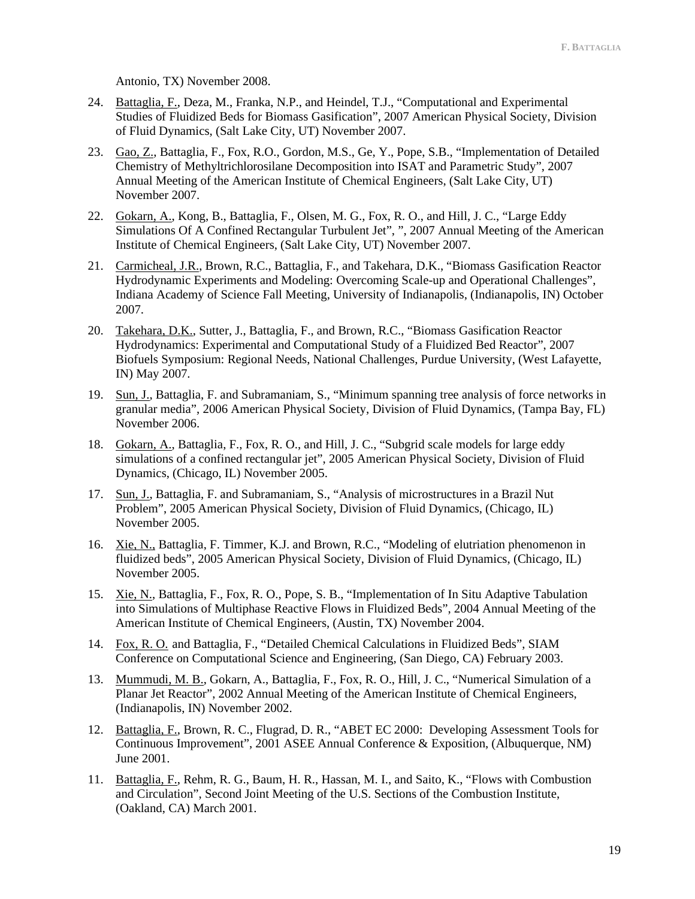Antonio, TX) November 2008.

24. Battaglia, F., Deza, M., Franka, N.P., and Heindel, T.J., "Computational and Experimental Studies of Fluidized Beds for Biomass Gasification", 2007 American Physical Society, Division of Fluid Dynamics, (Salt Lake City, UT) November 2007.

23. Gao, Z., Battaglia, F., Fox, R.O., Gordon, M.S., Ge, Y., Pope, S.B., "Implementation of Detailed Chemistry of Methyltrichlorosilane Decomposition into ISAT and Parametric Study", 2007 Annual Meeting of the American Institute of Chemical Engineers, (Salt Lake City, UT) November 2007.

22. Gokarn, A., Kong, B., Battaglia, F., Olsen, M. G., Fox, R. O., and Hill, J. C., "Large Eddy Simulations Of A Confined Rectangular Turbulent Jet", ", 2007 Annual Meeting of the American Institute of Chemical Engineers, (Salt Lake City, UT) November 2007.

21. Carmicheal, J.R., Brown, R.C., Battaglia, F., and Takehara, D.K., "Biomass Gasification Reactor Hydrodynamic Experiments and Modeling: Overcoming Scale-up and Operational Challenges", Indiana Academy of Science Fall Meeting, University of Indianapolis, (Indianapolis, IN) October 2007.

20. Takehara, D.K., Sutter, J., Battaglia, F., and Brown, R.C., "Biomass Gasification Reactor Hydrodynamics: Experimental and Computational Study of a Fluidized Bed Reactor", 2007 Biofuels Symposium: Regional Needs, National Challenges, Purdue University, (West Lafayette, IN) May 2007.

19. Sun, J., Battaglia, F. and Subramaniam, S., "Minimum spanning tree analysis of force networks in granular media", 2006 American Physical Society, Division of Fluid Dynamics, (Tampa Bay, FL) November 2006.

18. Gokarn, A., Battaglia, F., Fox, R. O., and Hill, J. C., "Subgrid scale models for large eddy simulations of a confined rectangular jet", 2005 American Physical Society, Division of Fluid Dynamics, (Chicago, IL) November 2005.

17. Sun, J., Battaglia, F. and Subramaniam, S., "Analysis of microstructures in a Brazil Nut Problem", 2005 American Physical Society, Division of Fluid Dynamics, (Chicago, IL) November 2005.

16. Xie, N., Battaglia, F. Timmer, K.J. and Brown, R.C., "Modeling of elutriation phenomenon in fluidized beds", 2005 American Physical Society, Division of Fluid Dynamics, (Chicago, IL) November 2005.

15. Xie, N., Battaglia, F., Fox, R. O., Pope, S. B., "Implementation of In Situ Adaptive Tabulation into Simulations of Multiphase Reactive Flows in Fluidized Beds", 2004 Annual Meeting of the American Institute of Chemical Engineers, (Austin, TX) November 2004.

14. Fox, R. O. and Battaglia, F., "Detailed Chemical Calculations in Fluidized Beds", SIAM Conference on Computational Science and Engineering, (San Diego, CA) February 2003.

13. Mummudi, M. B., Gokarn, A., Battaglia, F., Fox, R. O., Hill, J. C., "Numerical Simulation of a Planar Jet Reactor", 2002 Annual Meeting of the American Institute of Chemical Engineers, (Indianapolis, IN) November 2002.

12. Battaglia, F., Brown, R. C., Flugrad, D. R., "ABET EC 2000: Developing Assessment Tools for Continuous Improvement", 2001 ASEE Annual Conference & Exposition, (Albuquerque, NM) June 2001.

11. Battaglia, F., Rehm, R. G., Baum, H. R., Hassan, M. I., and Saito, K., "Flows with Combustion and Circulation", Second Joint Meeting of the U.S. Sections of the Combustion Institute, (Oakland, CA) March 2001.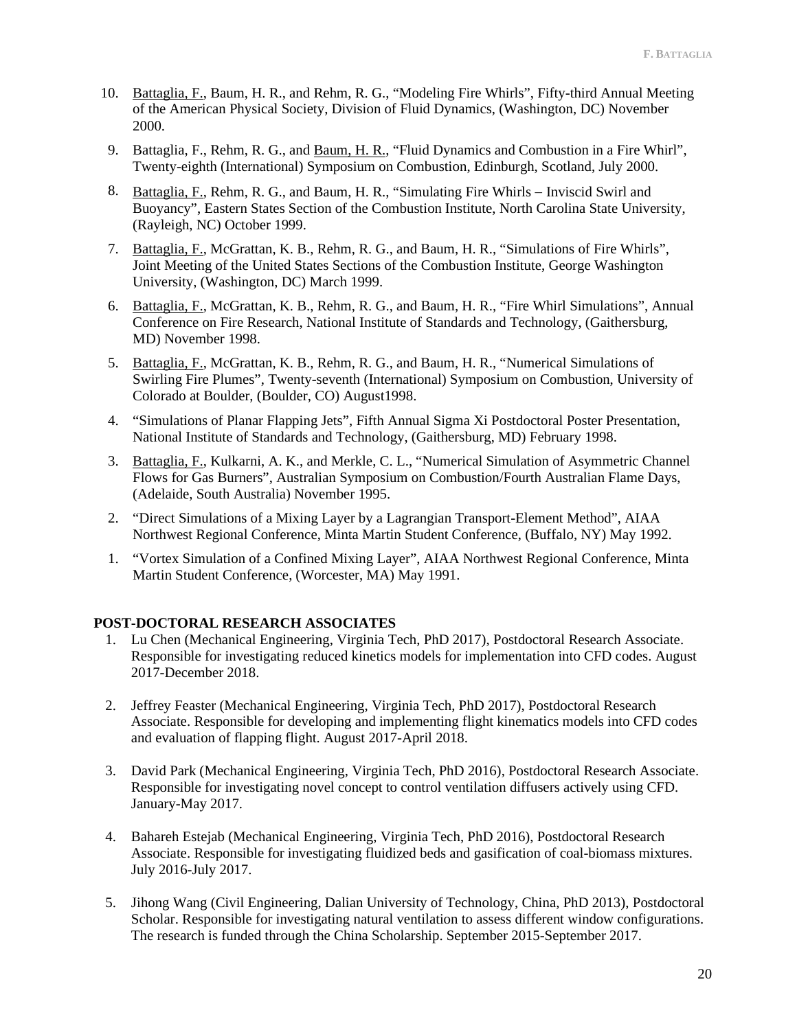10. <u>Battaglia, F.</u>, Baum, H. R., and Rehm, R. G., "Modeling Fire Whirls", Fifty-third Annual Meeting of the American Physical Society, Division of Fluid Dynamics, (Washington, DC) November 2000.

9. Battaglia, F., Rehm, R. G., and <u>Baum, H. R.</u>, "Fluid Dynamics and Combustion in a Fire Whirl", Twenty-eighth (International) Symposium on Combustion, Edinburgh, Scotland, July 2000.

8. <u>Battaglia, F.</u>, Rehm, R. G., and Baum, H. R., "Simulating Fire Whirls – Inviscid Swirl and Buoyancy", Eastern States Section of the Combustion Institute, North Carolina State University, (Rayleigh, NC) October 1999.

7. <u>Battaglia, F.</u>, McGrattan, K. B., Rehm, R. G., and Baum, H. R., "Simulations of Fire Whirls", Joint Meeting of the United States Sections of the Combustion Institute, George Washington University, (Washington, DC) March 1999.

6. <u>Battaglia, F.</u>, McGrattan, K. B., Rehm, R. G., and Baum, H. R., "Fire Whirl Simulations", Annual Conference on Fire Research, National Institute of Standards and Technology, (Gaithersburg, MD) November 1998.

5. <u>Battaglia, F.</u>, McGrattan, K. B., Rehm, R. G., and Baum, H. R., "Numerical Simulations of Swirling Fire Plumes", Twenty-seventh (International) Symposium on Combustion, University of Colorado at Boulder, (Boulder, CO) August1998.

4. "Simulations of Planar Flapping Jets", Fifth Annual Sigma Xi Postdoctoral Poster Presentation, National Institute of Standards and Technology, (Gaithersburg, MD) February 1998.

3. <u>Battaglia, F.</u>, Kulkarni, A. K., and Merkle, C. L., "Numerical Simulation of Asymmetric Channel Flows for Gas Burners", Australian Symposium on Combustion/Fourth Australian Flame Days, (Adelaide, South Australia) November 1995.

2. "Direct Simulations of a Mixing Layer by a Lagrangian Transport-Element Method", AIAA Northwest Regional Conference, Minta Martin Student Conference, (Buffalo, NY) May 1992.

1. "Vortex Simulation of a Confined Mixing Layer", AIAA Northwest Regional Conference, Minta Martin Student Conference, (Worcester, MA) May 1991.

## POST-DOCTORAL RESEARCH ASSOCIATES

1. Lu Chen (Mechanical Engineering, Virginia Tech, PhD 2017), Postdoctoral Research Associate. Responsible for investigating reduced kinetics models for implementation into CFD codes. August 2017-December 2018.

2. Jeffrey Feaster (Mechanical Engineering, Virginia Tech, PhD 2017), Postdoctoral Research Associate. Responsible for developing and implementing flight kinematics models into CFD codes and evaluation of flapping flight. August 2017-April 2018.

3. David Park (Mechanical Engineering, Virginia Tech, PhD 2016), Postdoctoral Research Associate. Responsible for investigating novel concept to control ventilation diffusers actively using CFD. January-May 2017.

4. Bahareh Estejab (Mechanical Engineering, Virginia Tech, PhD 2016), Postdoctoral Research Associate. Responsible for investigating fluidized beds and gasification of coal-biomass mixtures. July 2016-July 2017.

5. Jihong Wang (Civil Engineering, Dalian University of Technology, China, PhD 2013), Postdoctoral Scholar. Responsible for investigating natural ventilation to assess different window configurations. The research is funded through the China Scholarship. September 2015-September 2017.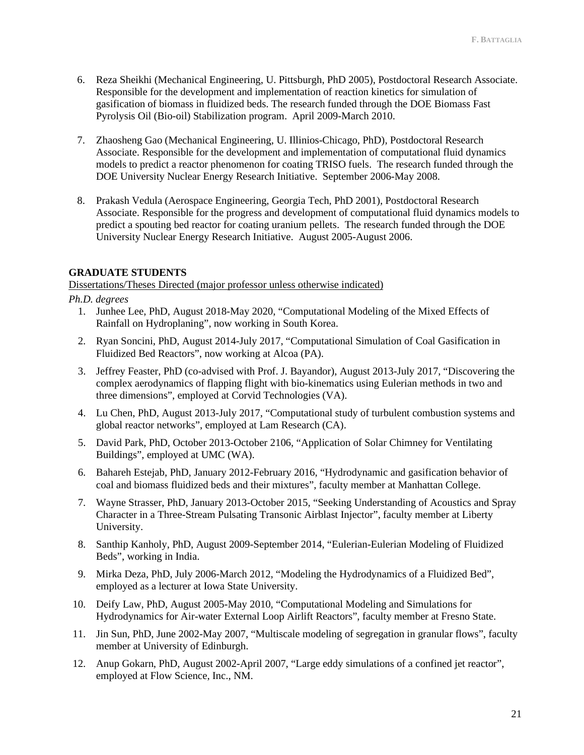6. Reza Sheikhi (Mechanical Engineering, U. Pittsburgh, PhD 2005), Postdoctoral Research Associate. Responsible for the development and implementation of reaction kinetics for simulation of gasification of biomass in fluidized beds. The research funded through the DOE Biomass Fast Pyrolysis Oil (Bio-oil) Stabilization program. April 2009-March 2010.

7. Zhaosheng Gao (Mechanical Engineering, U. Illinios-Chicago, PhD), Postdoctoral Research Associate. Responsible for the development and implementation of computational fluid dynamics models to predict a reactor phenomenon for coating TRISO fuels. The research funded through the DOE University Nuclear Energy Research Initiative. September 2006-May 2008.

8. Prakash Vedula (Aerospace Engineering, Georgia Tech, PhD 2001), Postdoctoral Research Associate. Responsible for the progress and development of computational fluid dynamics models to predict a spouting bed reactor for coating uranium pellets. The research funded through the DOE University Nuclear Energy Research Initiative. August 2005-August 2006.

**GRADUATE STUDENTS**

Dissertations/Theses Directed (major professor unless otherwise indicated)

*Ph.D. degrees*

1. Junhee Lee, PhD, August 2018-May 2020, "Computational Modeling of the Mixed Effects of Rainfall on Hydroplaning", now working in South Korea.
2. Ryan Soncini, PhD, August 2014-July 2017, "Computational Simulation of Coal Gasification in Fluidized Bed Reactors", now working at Alcoa (PA).
3. Jeffrey Feaster, PhD (co-advised with Prof. J. Bayandor), August 2013-July 2017, "Discovering the complex aerodynamics of flapping flight with bio-kinematics using Eulerian methods in two and three dimensions", employed at Corvid Technologies (VA).
4. Lu Chen, PhD, August 2013-July 2017, "Computational study of turbulent combustion systems and global reactor networks", employed at Lam Research (CA).
5. David Park, PhD, October 2013-October 2106, "Application of Solar Chimney for Ventilating Buildings", employed at UMC (WA).
6. Bahareh Estejab, PhD, January 2012-February 2016, "Hydrodynamic and gasification behavior of coal and biomass fluidized beds and their mixtures", faculty member at Manhattan College.
7. Wayne Strasser, PhD, January 2013-October 2015, "Seeking Understanding of Acoustics and Spray Character in a Three-Stream Pulsating Transonic Airblast Injector", faculty member at Liberty University.
8. Santhip Kanholy, PhD, August 2009-September 2014, "Eulerian-Eulerian Modeling of Fluidized Beds", working in India.
9. Mirka Deza, PhD, July 2006-March 2012, "Modeling the Hydrodynamics of a Fluidized Bed", employed as a lecturer at Iowa State University.
10. Deify Law, PhD, August 2005-May 2010, "Computational Modeling and Simulations for Hydrodynamics for Air-water External Loop Airlift Reactors", faculty member at Fresno State.
11. Jin Sun, PhD, June 2002-May 2007, "Multiscale modeling of segregation in granular flows", faculty member at University of Edinburgh.
12. Anup Gokarn, PhD, August 2002-April 2007, "Large eddy simulations of a confined jet reactor", employed at Flow Science, Inc., NM.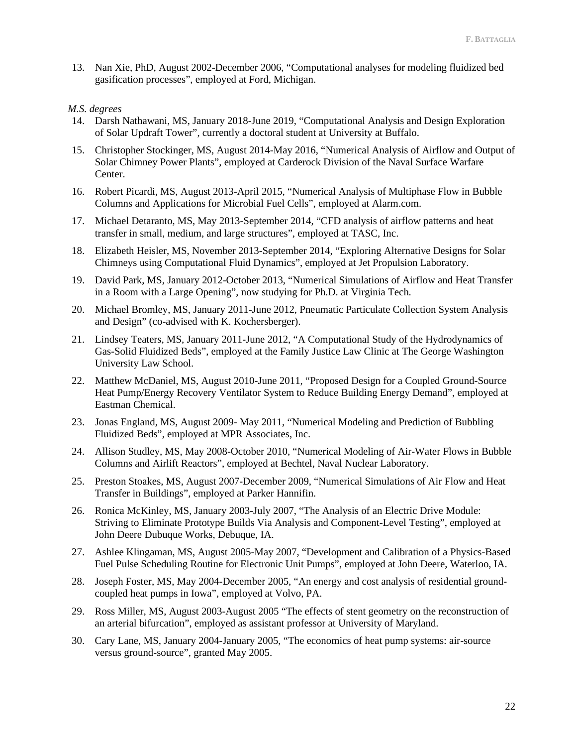13. Nan Xie, PhD, August 2002-December 2006, "Computational analyses for modeling fluidized bed gasification processes", employed at Ford, Michigan.

*M.S. degrees*

14. Darsh Nathawani, MS, January 2018-June 2019, "Computational Analysis and Design Exploration of Solar Updraft Tower", currently a doctoral student at University at Buffalo.
15. Christopher Stockinger, MS, August 2014-May 2016, "Numerical Analysis of Airflow and Output of Solar Chimney Power Plants", employed at Carderock Division of the Naval Surface Warfare Center.
16. Robert Picardi, MS, August 2013-April 2015, "Numerical Analysis of Multiphase Flow in Bubble Columns and Applications for Microbial Fuel Cells", employed at Alarm.com.
17. Michael Detaranto, MS, May 2013-September 2014, "CFD analysis of airflow patterns and heat transfer in small, medium, and large structures", employed at TASC, Inc.
18. Elizabeth Heisler, MS, November 2013-September 2014, "Exploring Alternative Designs for Solar Chimneys using Computational Fluid Dynamics", employed at Jet Propulsion Laboratory.
19. David Park, MS, January 2012-October 2013, "Numerical Simulations of Airflow and Heat Transfer in a Room with a Large Opening", now studying for Ph.D. at Virginia Tech.
20. Michael Bromley, MS, January 2011-June 2012, Pneumatic Particulate Collection System Analysis and Design" (co-advised with K. Kochersberger).
21. Lindsey Teaters, MS, January 2011-June 2012, "A Computational Study of the Hydrodynamics of Gas-Solid Fluidized Beds", employed at the Family Justice Law Clinic at The George Washington University Law School.
22. Matthew McDaniel, MS, August 2010-June 2011, "Proposed Design for a Coupled Ground-Source Heat Pump/Energy Recovery Ventilator System to Reduce Building Energy Demand", employed at Eastman Chemical.
23. Jonas England, MS, August 2009- May 2011, "Numerical Modeling and Prediction of Bubbling Fluidized Beds", employed at MPR Associates, Inc.
24. Allison Studley, MS, May 2008-October 2010, "Numerical Modeling of Air-Water Flows in Bubble Columns and Airlift Reactors", employed at Bechtel, Naval Nuclear Laboratory.
25. Preston Stoakes, MS, August 2007-December 2009, "Numerical Simulations of Air Flow and Heat Transfer in Buildings", employed at Parker Hannifin.
26. Ronica McKinley, MS, January 2003-July 2007, "The Analysis of an Electric Drive Module: Striving to Eliminate Prototype Builds Via Analysis and Component-Level Testing", employed at John Deere Dubuque Works, Debuque, IA.
27. Ashlee Klingaman, MS, August 2005-May 2007, "Development and Calibration of a Physics-Based Fuel Pulse Scheduling Routine for Electronic Unit Pumps", employed at John Deere, Waterloo, IA.
28. Joseph Foster, MS, May 2004-December 2005, "An energy and cost analysis of residential ground-coupled heat pumps in Iowa", employed at Volvo, PA.
29. Ross Miller, MS, August 2003-August 2005 "The effects of stent geometry on the reconstruction of an arterial bifurcation", employed as assistant professor at University of Maryland.
30. Cary Lane, MS, January 2004-January 2005, "The economics of heat pump systems: air-source versus ground-source", granted May 2005.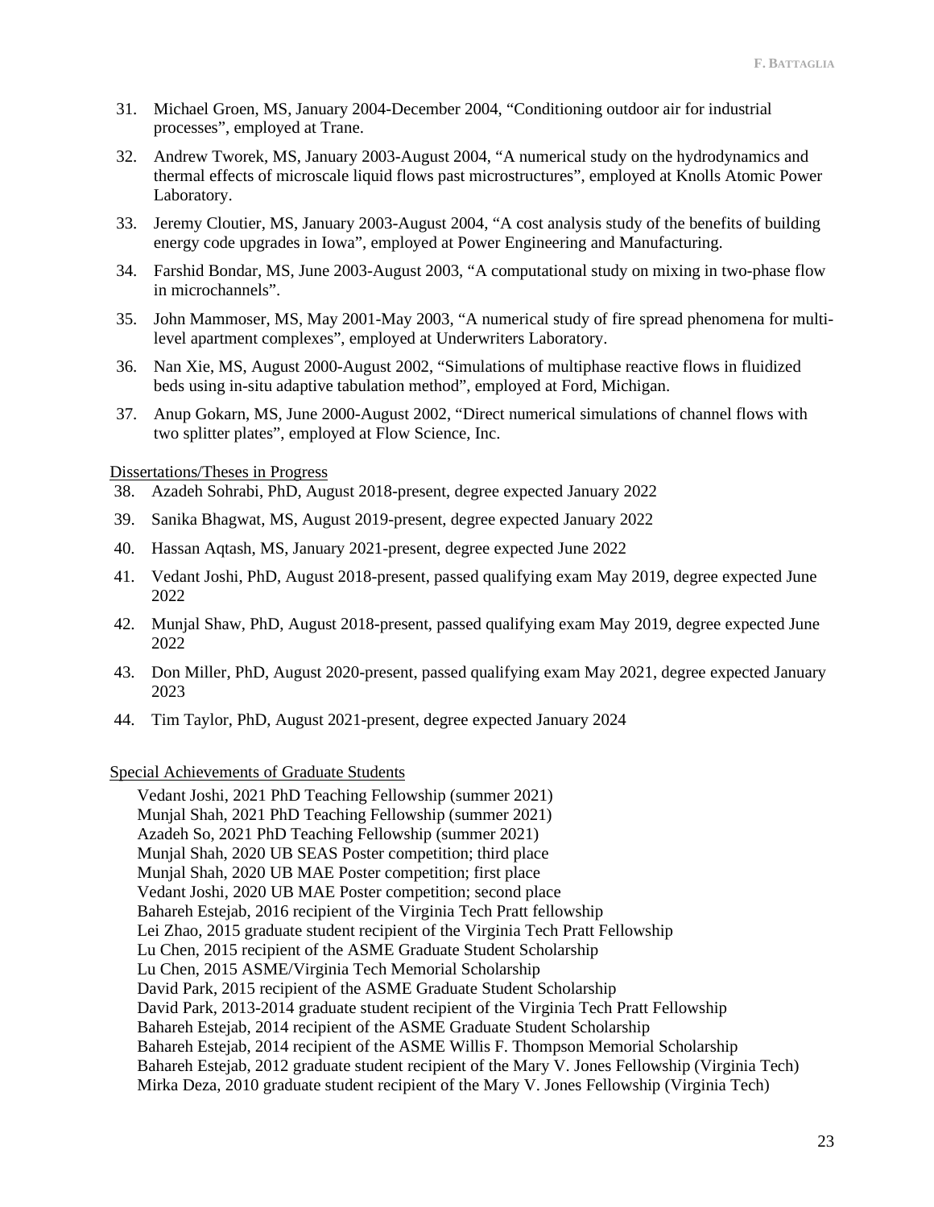31. Michael Groen, MS, January 2004-December 2004, "Conditioning outdoor air for industrial processes", employed at Trane.
32. Andrew Tworek, MS, January 2003-August 2004, "A numerical study on the hydrodynamics and thermal effects of microscale liquid flows past microstructures", employed at Knolls Atomic Power Laboratory.
33. Jeremy Cloutier, MS, January 2003-August 2004, "A cost analysis study of the benefits of building energy code upgrades in Iowa", employed at Power Engineering and Manufacturing.
34. Farshid Bondar, MS, June 2003-August 2003, "A computational study on mixing in two-phase flow in microchannels".
35. John Mammoser, MS, May 2001-May 2003, "A numerical study of fire spread phenomena for multi-level apartment complexes", employed at Underwriters Laboratory.
36. Nan Xie, MS, August 2000-August 2002, "Simulations of multiphase reactive flows in fluidized beds using in-situ adaptive tabulation method", employed at Ford, Michigan.
37. Anup Gokarn, MS, June 2000-August 2002, "Direct numerical simulations of channel flows with two splitter plates", employed at Flow Science, Inc.

<u>Dissertations/Theses in Progress</u>

38. Azadeh Sohrabi, PhD, August 2018-present, degree expected January 2022
39. Sanika Bhagwat, MS, August 2019-present, degree expected January 2022
40. Hassan Aqtash, MS, January 2021-present, degree expected June 2022
41. Vedant Joshi, PhD, August 2018-present, passed qualifying exam May 2019, degree expected June 2022
42. Munjal Shaw, PhD, August 2018-present, passed qualifying exam May 2019, degree expected June 2022
43. Don Miller, PhD, August 2020-present, passed qualifying exam May 2021, degree expected January 2023
44. Tim Taylor, PhD, August 2021-present, degree expected January 2024

<u>Special Achievements of Graduate Students</u>

Vedant Joshi, 2021 PhD Teaching Fellowship (summer 2021)
Munjal Shah, 2021 PhD Teaching Fellowship (summer 2021)
Azadeh So, 2021 PhD Teaching Fellowship (summer 2021)
Munjal Shah, 2020 UB SEAS Poster competition; third place
Munjal Shah, 2020 UB MAE Poster competition; first place
Vedant Joshi, 2020 UB MAE Poster competition; second place
Bahareh Estejab, 2016 recipient of the Virginia Tech Pratt fellowship
Lei Zhao, 2015 graduate student recipient of the Virginia Tech Pratt Fellowship
Lu Chen, 2015 recipient of the ASME Graduate Student Scholarship
Lu Chen, 2015 ASME/Virginia Tech Memorial Scholarship
David Park, 2015 recipient of the ASME Graduate Student Scholarship
David Park, 2013-2014 graduate student recipient of the Virginia Tech Pratt Fellowship
Bahareh Estejab, 2014 recipient of the ASME Graduate Student Scholarship
Bahareh Estejab, 2014 recipient of the ASME Willis F. Thompson Memorial Scholarship
Bahareh Estejab, 2012 graduate student recipient of the Mary V. Jones Fellowship (Virginia Tech)
Mirka Deza, 2010 graduate student recipient of the Mary V. Jones Fellowship (Virginia Tech)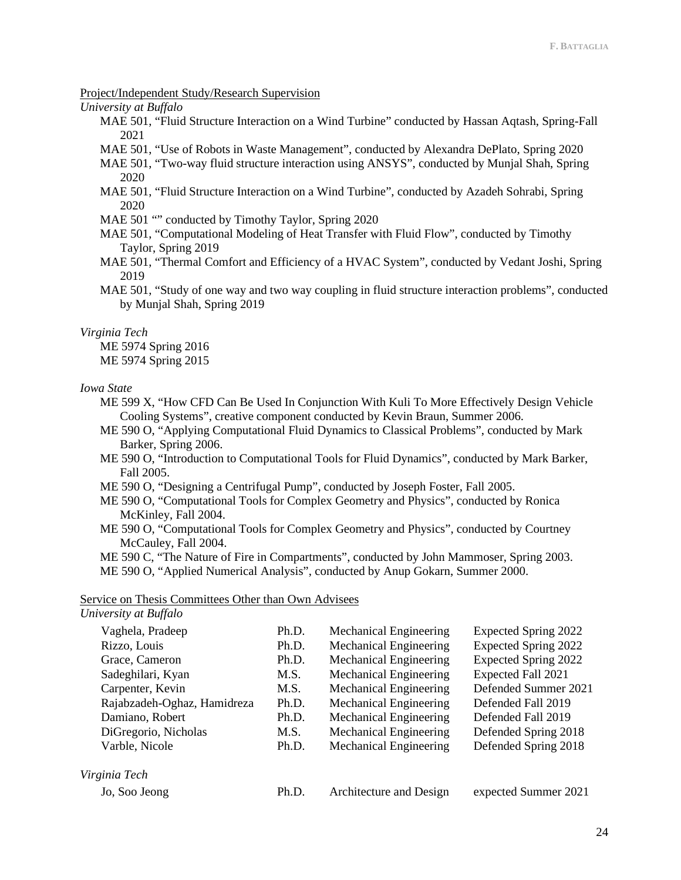Project/Independent Study/Research Supervision

*University at Buffalo*

MAE 501, "Fluid Structure Interaction on a Wind Turbine" conducted by Hassan Aqtash, Spring-Fall 2021

MAE 501, "Use of Robots in Waste Management", conducted by Alexandra DePlato, Spring 2020

MAE 501, "Two-way fluid structure interaction using ANSYS", conducted by Munjal Shah, Spring 2020

MAE 501, "Fluid Structure Interaction on a Wind Turbine", conducted by Azadeh Sohrabi, Spring 2020

MAE 501 "" conducted by Timothy Taylor, Spring 2020

MAE 501, "Computational Modeling of Heat Transfer with Fluid Flow", conducted by Timothy Taylor, Spring 2019

MAE 501, "Thermal Comfort and Efficiency of a HVAC System", conducted by Vedant Joshi, Spring 2019

MAE 501, "Study of one way and two way coupling in fluid structure interaction problems", conducted by Munjal Shah, Spring 2019

*Virginia Tech*

ME 5974 Spring 2016

ME 5974 Spring 2015

*Iowa State*

ME 599 X, "How CFD Can Be Used In Conjunction With Kuli To More Effectively Design Vehicle Cooling Systems", creative component conducted by Kevin Braun, Summer 2006.

ME 590 O, "Applying Computational Fluid Dynamics to Classical Problems", conducted by Mark Barker, Spring 2006.

ME 590 O, "Introduction to Computational Tools for Fluid Dynamics", conducted by Mark Barker, Fall 2005.

ME 590 O, "Designing a Centrifugal Pump", conducted by Joseph Foster, Fall 2005.

ME 590 O, "Computational Tools for Complex Geometry and Physics", conducted by Ronica McKinley, Fall 2004.

ME 590 O, "Computational Tools for Complex Geometry and Physics", conducted by Courtney McCauley, Fall 2004.

ME 590 C, "The Nature of Fire in Compartments", conducted by John Mammoser, Spring 2003.

ME 590 O, "Applied Numerical Analysis", conducted by Anup Gokarn, Summer 2000.

Service on Thesis Committees Other than Own Advisees

*University at Buffalo*

| | | | |
|---|---|---|---|
| Vaghela, Pradeep | Ph.D. | Mechanical Engineering | Expected Spring 2022 |
| Rizzo, Louis | Ph.D. | Mechanical Engineering | Expected Spring 2022 |
| Grace, Cameron | Ph.D. | Mechanical Engineering | Expected Spring 2022 |
| Sadeghilari, Kyan | M.S. | Mechanical Engineering | Expected Fall 2021 |
| Carpenter, Kevin | M.S. | Mechanical Engineering | Defended Summer 2021 |
| Rajabzadeh-Oghaz, Hamidreza | Ph.D. | Mechanical Engineering | Defended Fall 2019 |
| Damiano, Robert | Ph.D. | Mechanical Engineering | Defended Fall 2019 |
| DiGregorio, Nicholas | M.S. | Mechanical Engineering | Defended Spring 2018 |
| Varble, Nicole | Ph.D. | Mechanical Engineering | Defended Spring 2018 |

*Virginia Tech*

| | | | |
|---|---|---|---|
| Jo, Soo Jeong | Ph.D. | Architecture and Design | expected Summer 2021 |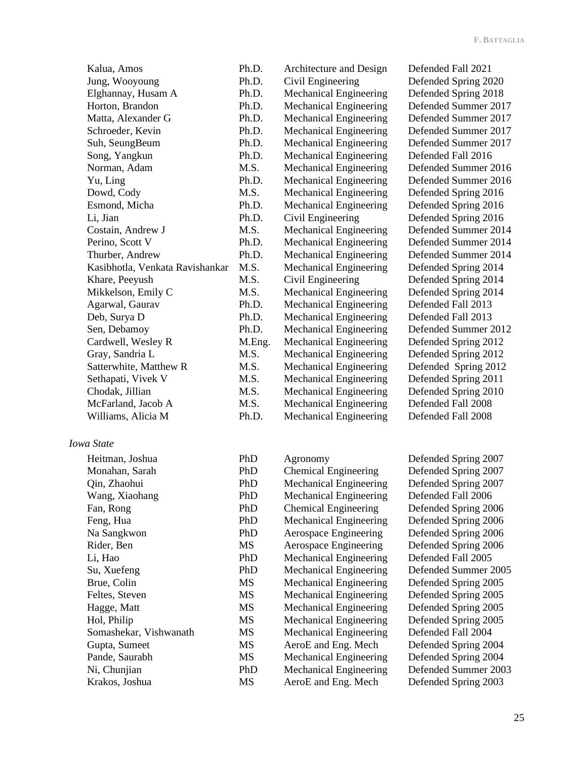| | | | |
|---|---|---|---|
| Kalua, Amos | Ph.D. | Architecture and Design | Defended Fall 2021 |
| Jung, Wooyoung | Ph.D. | Civil Engineering | Defended Spring 2020 |
| Elghannay, Husam A | Ph.D. | Mechanical Engineering | Defended Spring 2018 |
| Horton, Brandon | Ph.D. | Mechanical Engineering | Defended Summer 2017 |
| Matta, Alexander G | Ph.D. | Mechanical Engineering | Defended Summer 2017 |
| Schroeder, Kevin | Ph.D. | Mechanical Engineering | Defended Summer 2017 |
| Suh, SeungBeum | Ph.D. | Mechanical Engineering | Defended Summer 2017 |
| Song, Yangkun | Ph.D. | Mechanical Engineering | Defended Fall 2016 |
| Norman, Adam | M.S. | Mechanical Engineering | Defended Summer 2016 |
| Yu, Ling | Ph.D. | Mechanical Engineering | Defended Summer 2016 |
| Dowd, Cody | M.S. | Mechanical Engineering | Defended Spring 2016 |
| Esmond, Micha | Ph.D. | Mechanical Engineering | Defended Spring 2016 |
| Li, Jian | Ph.D. | Civil Engineering | Defended Spring 2016 |
| Costain, Andrew J | M.S. | Mechanical Engineering | Defended Summer 2014 |
| Perino, Scott V | Ph.D. | Mechanical Engineering | Defended Summer 2014 |
| Thurber, Andrew | Ph.D. | Mechanical Engineering | Defended Summer 2014 |
| Kasibhotla, Venkata Ravishankar | M.S. | Mechanical Engineering | Defended Spring 2014 |
| Khare, Peeyush | M.S. | Civil Engineering | Defended Spring 2014 |
| Mikkelson, Emily C | M.S. | Mechanical Engineering | Defended Spring 2014 |
| Agarwal, Gaurav | Ph.D. | Mechanical Engineering | Defended Fall 2013 |
| Deb, Surya D | Ph.D. | Mechanical Engineering | Defended Fall 2013 |
| Sen, Debamoy | Ph.D. | Mechanical Engineering | Defended Summer 2012 |
| Cardwell, Wesley R | M.Eng. | Mechanical Engineering | Defended Spring 2012 |
| Gray, Sandria L | M.S. | Mechanical Engineering | Defended Spring 2012 |
| Satterwhite, Matthew R | M.S. | Mechanical Engineering | Defended Spring 2012 |
| Sethapati, Vivek V | M.S. | Mechanical Engineering | Defended Spring 2011 |
| Chodak, Jillian | M.S. | Mechanical Engineering | Defended Spring 2010 |
| McFarland, Jacob A | M.S. | Mechanical Engineering | Defended Fall 2008 |
| Williams, Alicia M | Ph.D. | Mechanical Engineering | Defended Fall 2008 |

*Iowa State*

| | | | |
|---|---|---|---|
| Heitman, Joshua | PhD | Agronomy | Defended Spring 2007 |
| Monahan, Sarah | PhD | Chemical Engineering | Defended Spring 2007 |
| Qin, Zhaohui | PhD | Mechanical Engineering | Defended Spring 2007 |
| Wang, Xiaohang | PhD | Mechanical Engineering | Defended Fall 2006 |
| Fan, Rong | PhD | Chemical Engineering | Defended Spring 2006 |
| Feng, Hua | PhD | Mechanical Engineering | Defended Spring 2006 |
| Na Sangkwon | PhD | Aerospace Engineering | Defended Spring 2006 |
| Rider, Ben | MS | Aerospace Engineering | Defended Spring 2006 |
| Li, Hao | PhD | Mechanical Engineering | Defended Fall 2005 |
| Su, Xuefeng | PhD | Mechanical Engineering | Defended Summer 2005 |
| Brue, Colin | MS | Mechanical Engineering | Defended Spring 2005 |
| Feltes, Steven | MS | Mechanical Engineering | Defended Spring 2005 |
| Hagge, Matt | MS | Mechanical Engineering | Defended Spring 2005 |
| Hol, Philip | MS | Mechanical Engineering | Defended Spring 2005 |
| Somashekar, Vishwanath | MS | Mechanical Engineering | Defended Fall 2004 |
| Gupta, Sumeet | MS | AeroE and Eng. Mech | Defended Spring 2004 |
| Pande, Saurabh | MS | Mechanical Engineering | Defended Spring 2004 |
| Ni, Chunjian | PhD | Mechanical Engineering | Defended Summer 2003 |
| Krakos, Joshua | MS | AeroE and Eng. Mech | Defended Spring 2003 |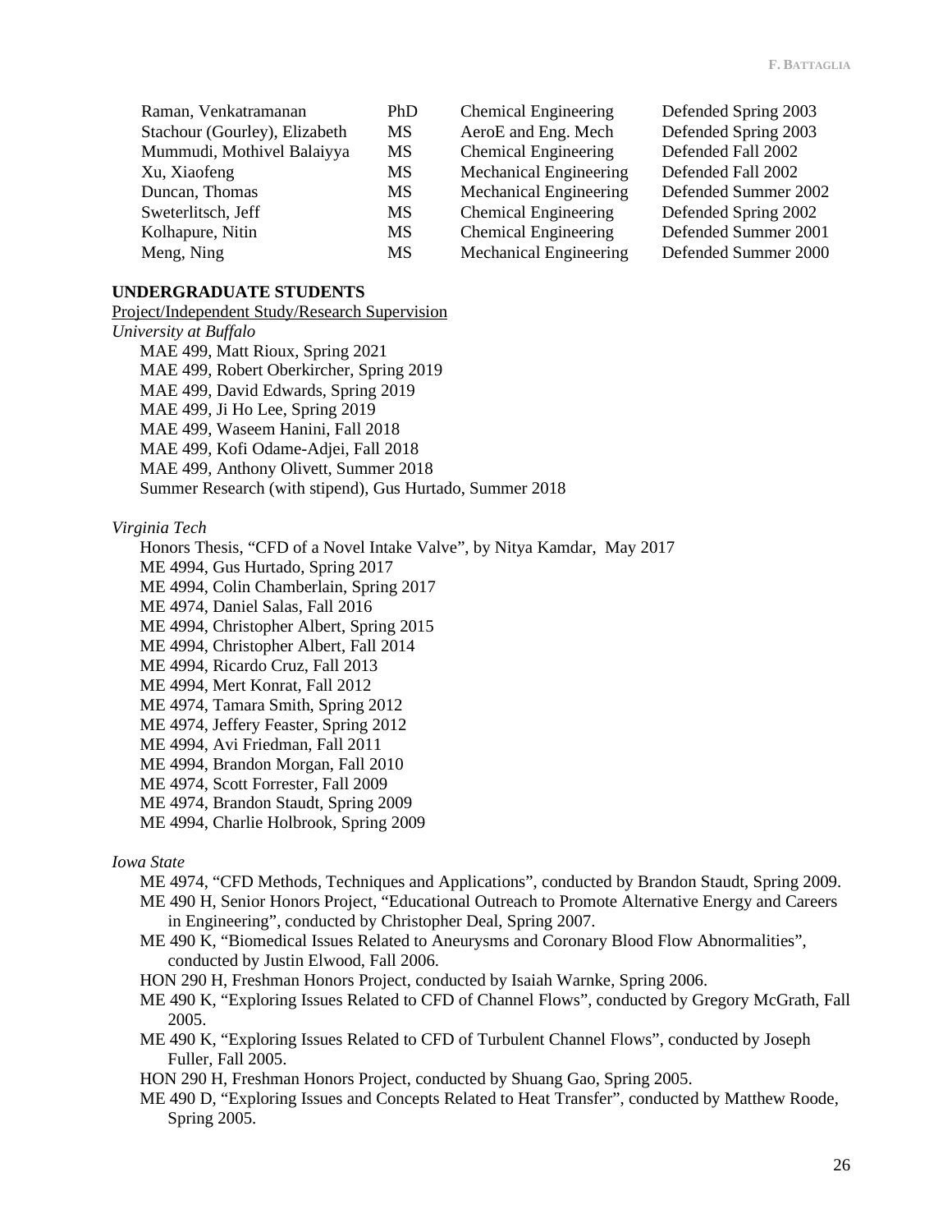| | | | |
|---|---|---|---|
| Raman, Venkatramanan | PhD | Chemical Engineering | Defended Spring 2003 |
| Stachour (Gourley), Elizabeth | MS | AeroE and Eng. Mech | Defended Spring 2003 |
| Mummudi, Mothivel Balaiyya | MS | Chemical Engineering | Defended Fall 2002 |
| Xu, Xiaofeng | MS | Mechanical Engineering | Defended Fall 2002 |
| Duncan, Thomas | MS | Mechanical Engineering | Defended Summer 2002 |
| Sweterlitsch, Jeff | MS | Chemical Engineering | Defended Spring 2002 |
| Kolhapure, Nitin | MS | Chemical Engineering | Defended Summer 2001 |
| Meng, Ning | MS | Mechanical Engineering | Defended Summer 2000 |

**UNDERGRADUATE STUDENTS**

Project/Independent Study/Research Supervision

*University at Buffalo*

- MAE 499, Matt Rioux, Spring 2021
- MAE 499, Robert Oberkircher, Spring 2019
- MAE 499, David Edwards, Spring 2019
- MAE 499, Ji Ho Lee, Spring 2019
- MAE 499, Waseem Hanini, Fall 2018
- MAE 499, Kofi Odame-Adjei, Fall 2018
- MAE 499, Anthony Olivett, Summer 2018
- Summer Research (with stipend), Gus Hurtado, Summer 2018

*Virginia Tech*

- Honors Thesis, "CFD of a Novel Intake Valve", by Nitya Kamdar, May 2017
- ME 4994, Gus Hurtado, Spring 2017
- ME 4994, Colin Chamberlain, Spring 2017
- ME 4974, Daniel Salas, Fall 2016
- ME 4994, Christopher Albert, Spring 2015
- ME 4994, Christopher Albert, Fall 2014
- ME 4994, Ricardo Cruz, Fall 2013
- ME 4994, Mert Konrat, Fall 2012
- ME 4974, Tamara Smith, Spring 2012
- ME 4974, Jeffery Feaster, Spring 2012
- ME 4994, Avi Friedman, Fall 2011
- ME 4994, Brandon Morgan, Fall 2010
- ME 4974, Scott Forrester, Fall 2009
- ME 4974, Brandon Staudt, Spring 2009
- ME 4994, Charlie Holbrook, Spring 2009

*Iowa State*

- ME 4974, "CFD Methods, Techniques and Applications", conducted by Brandon Staudt, Spring 2009.
- ME 490 H, Senior Honors Project, "Educational Outreach to Promote Alternative Energy and Careers in Engineering", conducted by Christopher Deal, Spring 2007.
- ME 490 K, "Biomedical Issues Related to Aneurysms and Coronary Blood Flow Abnormalities", conducted by Justin Elwood, Fall 2006.
- HON 290 H, Freshman Honors Project, conducted by Isaiah Warnke, Spring 2006.
- ME 490 K, "Exploring Issues Related to CFD of Channel Flows", conducted by Gregory McGrath, Fall 2005.
- ME 490 K, "Exploring Issues Related to CFD of Turbulent Channel Flows", conducted by Joseph Fuller, Fall 2005.
- HON 290 H, Freshman Honors Project, conducted by Shuang Gao, Spring 2005.
- ME 490 D, "Exploring Issues and Concepts Related to Heat Transfer", conducted by Matthew Roode, Spring 2005.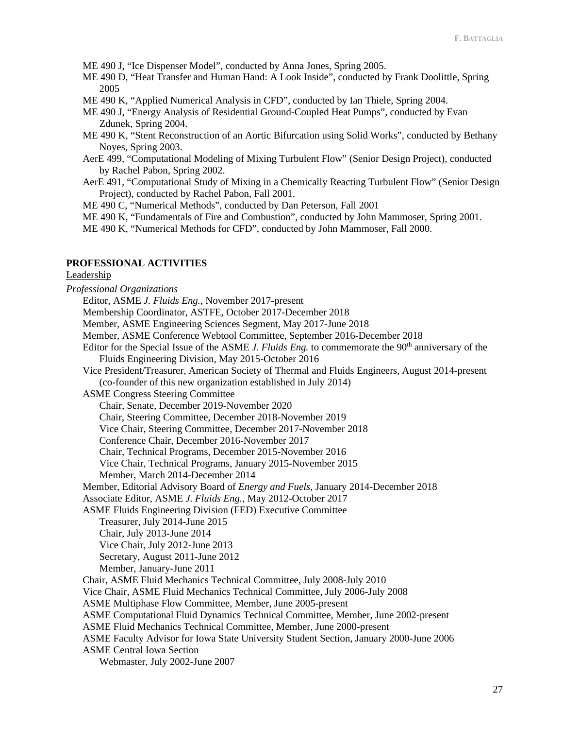ME 490 J, "Ice Dispenser Model", conducted by Anna Jones, Spring 2005.

ME 490 D, "Heat Transfer and Human Hand: A Look Inside", conducted by Frank Doolittle, Spring 2005

ME 490 K, "Applied Numerical Analysis in CFD", conducted by Ian Thiele, Spring 2004.

ME 490 J, "Energy Analysis of Residential Ground-Coupled Heat Pumps", conducted by Evan Zdunek, Spring 2004.

ME 490 K, "Stent Reconstruction of an Aortic Bifurcation using Solid Works", conducted by Bethany Noyes, Spring 2003.

AerE 499, "Computational Modeling of Mixing Turbulent Flow" (Senior Design Project), conducted by Rachel Pabon, Spring 2002.

AerE 491, "Computational Study of Mixing in a Chemically Reacting Turbulent Flow" (Senior Design Project), conducted by Rachel Pabon, Fall 2001.

ME 490 C, "Numerical Methods", conducted by Dan Peterson, Fall 2001

ME 490 K, "Fundamentals of Fire and Combustion", conducted by John Mammoser, Spring 2001.

ME 490 K, "Numerical Methods for CFD", conducted by John Mammoser, Fall 2000.

## PROFESSIONAL ACTIVITIES

Leadership

*Professional Organizations*

- Editor, ASME *J. Fluids Eng.*, November 2017-present
- Membership Coordinator, ASTFE, October 2017-December 2018
- Member, ASME Engineering Sciences Segment, May 2017-June 2018
- Member, ASME Conference Webtool Committee, September 2016-December 2018
- Editor for the Special Issue of the ASME *J. Fluids Eng.* to commemorate the 90th anniversary of the Fluids Engineering Division, May 2015-October 2016
- Vice President/Treasurer, American Society of Thermal and Fluids Engineers, August 2014-present (co-founder of this new organization established in July 2014)
- ASME Congress Steering Committee
  - Chair, Senate, December 2019-November 2020
  - Chair, Steering Committee, December 2018-November 2019
  - Vice Chair, Steering Committee, December 2017-November 2018
  - Conference Chair, December 2016-November 2017
  - Chair, Technical Programs, December 2015-November 2016
  - Vice Chair, Technical Programs, January 2015-November 2015
  - Member, March 2014-December 2014
- Member, Editorial Advisory Board of *Energy and Fuels*, January 2014-December 2018
- Associate Editor, ASME *J. Fluids Eng.*, May 2012-October 2017
- ASME Fluids Engineering Division (FED) Executive Committee
  - Treasurer, July 2014-June 2015
  - Chair, July 2013-June 2014
  - Vice Chair, July 2012-June 2013
  - Secretary, August 2011-June 2012
  - Member, January-June 2011
- Chair, ASME Fluid Mechanics Technical Committee, July 2008-July 2010
- Vice Chair, ASME Fluid Mechanics Technical Committee, July 2006-July 2008
- ASME Multiphase Flow Committee, Member, June 2005-present
- ASME Computational Fluid Dynamics Technical Committee, Member, June 2002-present
- ASME Fluid Mechanics Technical Committee, Member, June 2000-present
- ASME Faculty Advisor for Iowa State University Student Section, January 2000-June 2006
- ASME Central Iowa Section
  - Webmaster, July 2002-June 2007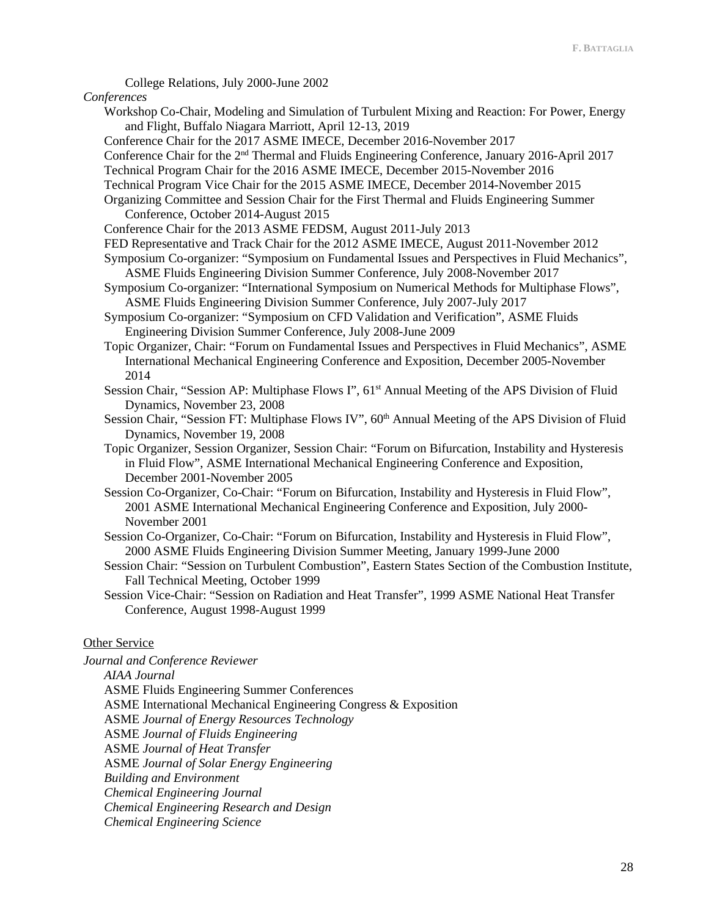College Relations, July 2000-June 2002

*Conferences*

- Workshop Co-Chair, Modeling and Simulation of Turbulent Mixing and Reaction: For Power, Energy and Flight, Buffalo Niagara Marriott, April 12-13, 2019
- Conference Chair for the 2017 ASME IMECE, December 2016-November 2017
- Conference Chair for the 2nd Thermal and Fluids Engineering Conference, January 2016-April 2017
- Technical Program Chair for the 2016 ASME IMECE, December 2015-November 2016
- Technical Program Vice Chair for the 2015 ASME IMECE, December 2014-November 2015
- Organizing Committee and Session Chair for the First Thermal and Fluids Engineering Summer Conference, October 2014-August 2015
- Conference Chair for the 2013 ASME FEDSM, August 2011-July 2013
- FED Representative and Track Chair for the 2012 ASME IMECE, August 2011-November 2012
- Symposium Co-organizer: "Symposium on Fundamental Issues and Perspectives in Fluid Mechanics", ASME Fluids Engineering Division Summer Conference, July 2008-November 2017
- Symposium Co-organizer: "International Symposium on Numerical Methods for Multiphase Flows", ASME Fluids Engineering Division Summer Conference, July 2007-July 2017
- Symposium Co-organizer: "Symposium on CFD Validation and Verification", ASME Fluids Engineering Division Summer Conference, July 2008-June 2009
- Topic Organizer, Chair: "Forum on Fundamental Issues and Perspectives in Fluid Mechanics", ASME International Mechanical Engineering Conference and Exposition, December 2005-November 2014
- Session Chair, "Session AP: Multiphase Flows I", 61st Annual Meeting of the APS Division of Fluid Dynamics, November 23, 2008
- Session Chair, "Session FT: Multiphase Flows IV", 60th Annual Meeting of the APS Division of Fluid Dynamics, November 19, 2008
- Topic Organizer, Session Organizer, Session Chair: "Forum on Bifurcation, Instability and Hysteresis in Fluid Flow", ASME International Mechanical Engineering Conference and Exposition, December 2001-November 2005
- Session Co-Organizer, Co-Chair: "Forum on Bifurcation, Instability and Hysteresis in Fluid Flow", 2001 ASME International Mechanical Engineering Conference and Exposition, July 2000-November 2001
- Session Co-Organizer, Co-Chair: "Forum on Bifurcation, Instability and Hysteresis in Fluid Flow", 2000 ASME Fluids Engineering Division Summer Meeting, January 1999-June 2000
- Session Chair: "Session on Turbulent Combustion", Eastern States Section of the Combustion Institute, Fall Technical Meeting, October 1999
- Session Vice-Chair: "Session on Radiation and Heat Transfer", 1999 ASME National Heat Transfer Conference, August 1998-August 1999

Other Service

*Journal and Conference Reviewer*

- *AIAA Journal*
- ASME Fluids Engineering Summer Conferences
- ASME International Mechanical Engineering Congress & Exposition
- ASME *Journal of Energy Resources Technology*
- ASME *Journal of Fluids Engineering*
- ASME *Journal of Heat Transfer*
- ASME *Journal of Solar Energy Engineering*
- *Building and Environment*
- *Chemical Engineering Journal*
- *Chemical Engineering Research and Design*
- *Chemical Engineering Science*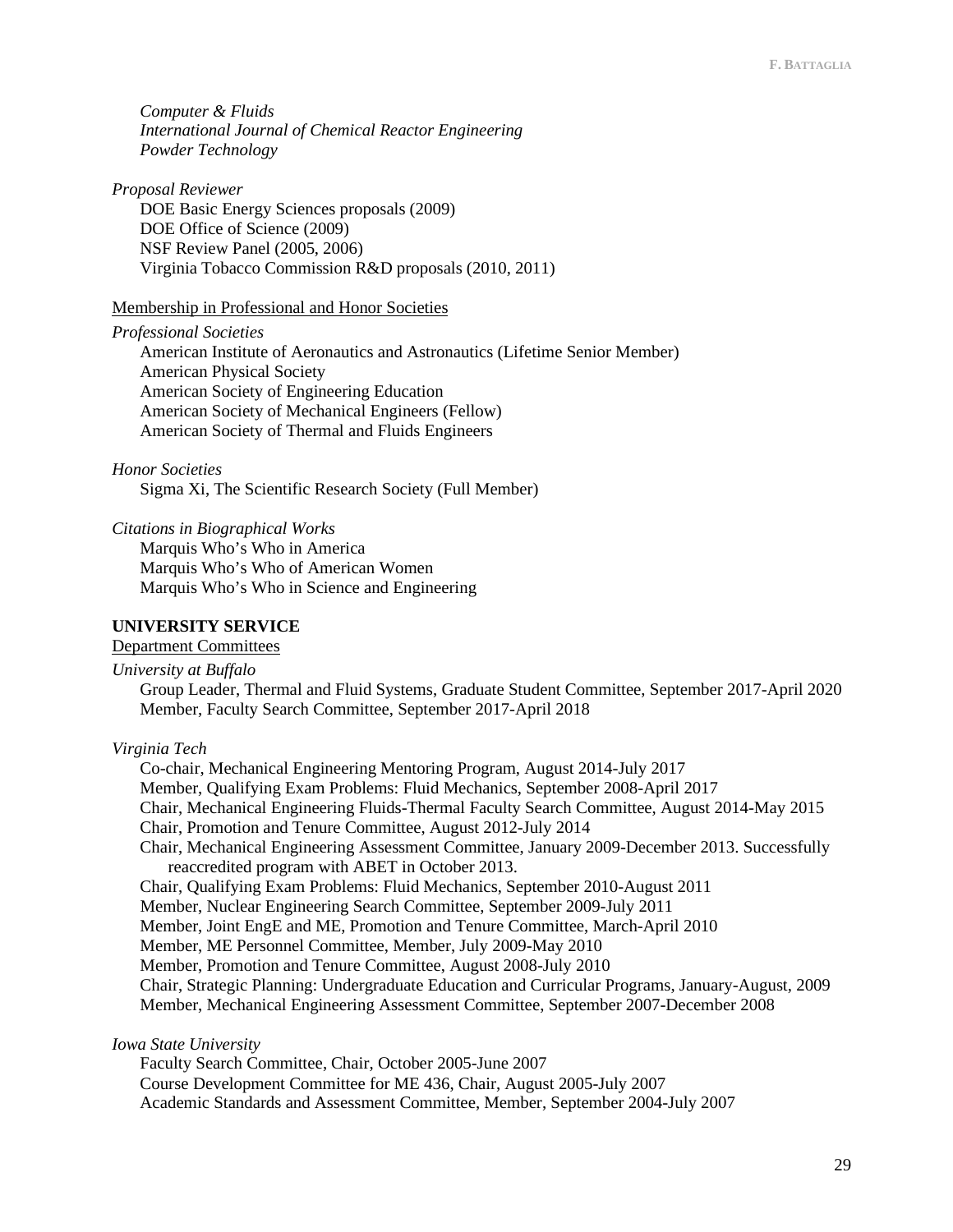*Computer & Fluids*
*International Journal of Chemical Reactor Engineering*
*Powder Technology*

*Proposal Reviewer*
DOE Basic Energy Sciences proposals (2009)
DOE Office of Science (2009)
NSF Review Panel (2005, 2006)
Virginia Tobacco Commission R&D proposals (2010, 2011)

Membership in Professional and Honor Societies

*Professional Societies*
American Institute of Aeronautics and Astronautics (Lifetime Senior Member)
American Physical Society
American Society of Engineering Education
American Society of Mechanical Engineers (Fellow)
American Society of Thermal and Fluids Engineers

*Honor Societies*
Sigma Xi, The Scientific Research Society (Full Member)

*Citations in Biographical Works*
Marquis Who's Who in America
Marquis Who's Who of American Women
Marquis Who's Who in Science and Engineering

## UNIVERSITY SERVICE

Department Committees

*University at Buffalo*
Group Leader, Thermal and Fluid Systems, Graduate Student Committee, September 2017-April 2020
Member, Faculty Search Committee, September 2017-April 2018

*Virginia Tech*
Co-chair, Mechanical Engineering Mentoring Program, August 2014-July 2017
Member, Qualifying Exam Problems: Fluid Mechanics, September 2008-April 2017
Chair, Mechanical Engineering Fluids-Thermal Faculty Search Committee, August 2014-May 2015
Chair, Promotion and Tenure Committee, August 2012-July 2014
Chair, Mechanical Engineering Assessment Committee, January 2009-December 2013. Successfully reaccredited program with ABET in October 2013.
Chair, Qualifying Exam Problems: Fluid Mechanics, September 2010-August 2011
Member, Nuclear Engineering Search Committee, September 2009-July 2011
Member, Joint EngE and ME, Promotion and Tenure Committee, March-April 2010
Member, ME Personnel Committee, Member, July 2009-May 2010
Member, Promotion and Tenure Committee, August 2008-July 2010
Chair, Strategic Planning: Undergraduate Education and Curricular Programs, January-August, 2009
Member, Mechanical Engineering Assessment Committee, September 2007-December 2008

*Iowa State University*
Faculty Search Committee, Chair, October 2005-June 2007
Course Development Committee for ME 436, Chair, August 2005-July 2007
Academic Standards and Assessment Committee, Member, September 2004-July 2007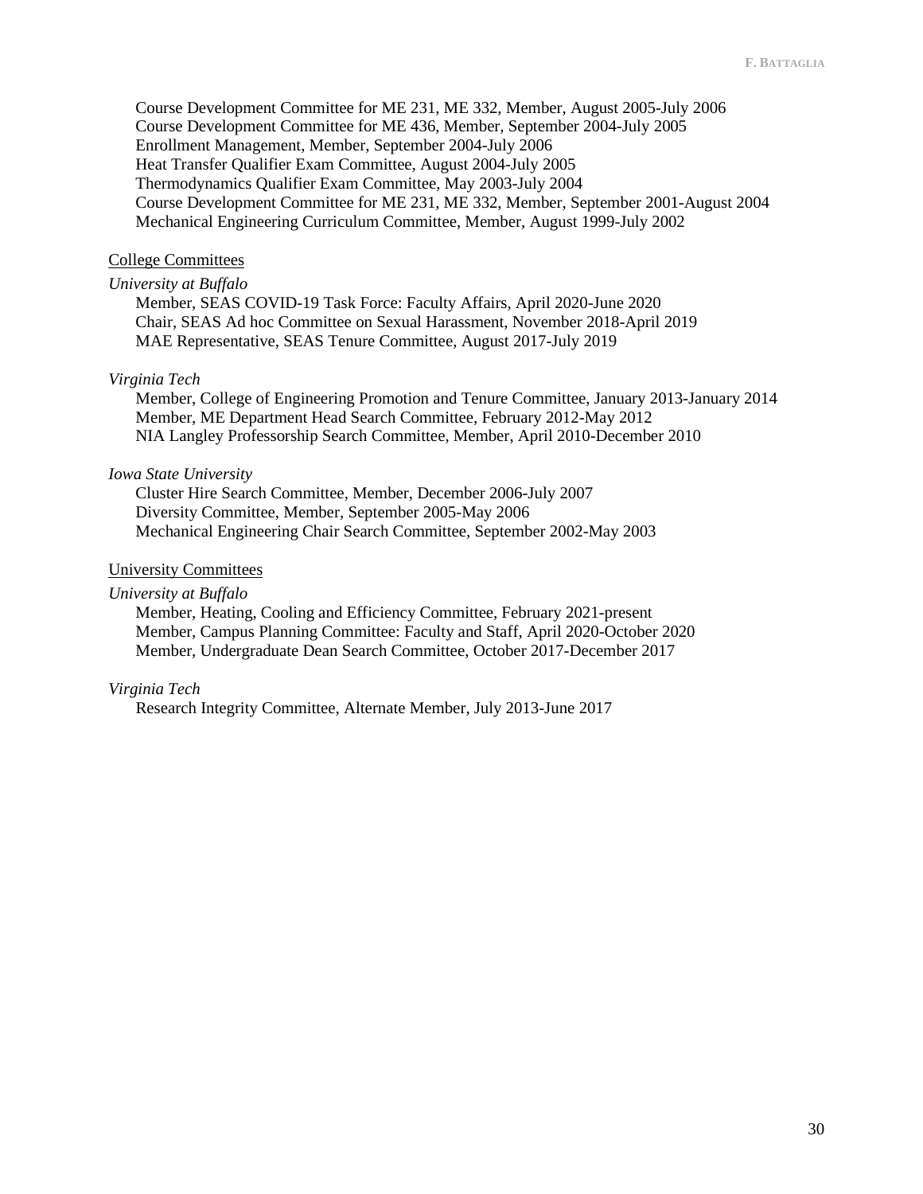Course Development Committee for ME 231, ME 332, Member, August 2005-July 2006
Course Development Committee for ME 436, Member, September 2004-July 2005
Enrollment Management, Member, September 2004-July 2006
Heat Transfer Qualifier Exam Committee, August 2004-July 2005
Thermodynamics Qualifier Exam Committee, May 2003-July 2004
Course Development Committee for ME 231, ME 332, Member, September 2001-August 2004
Mechanical Engineering Curriculum Committee, Member, August 1999-July 2002

College Committees

*University at Buffalo*

Member, SEAS COVID-19 Task Force: Faculty Affairs, April 2020-June 2020
Chair, SEAS Ad hoc Committee on Sexual Harassment, November 2018-April 2019
MAE Representative, SEAS Tenure Committee, August 2017-July 2019

*Virginia Tech*

Member, College of Engineering Promotion and Tenure Committee, January 2013-January 2014
Member, ME Department Head Search Committee, February 2012-May 2012
NIA Langley Professorship Search Committee, Member, April 2010-December 2010

*Iowa State University*

Cluster Hire Search Committee, Member, December 2006-July 2007
Diversity Committee, Member, September 2005-May 2006
Mechanical Engineering Chair Search Committee, September 2002-May 2003

University Committees

*University at Buffalo*

Member, Heating, Cooling and Efficiency Committee, February 2021-present
Member, Campus Planning Committee: Faculty and Staff, April 2020-October 2020
Member, Undergraduate Dean Search Committee, October 2017-December 2017

*Virginia Tech*

Research Integrity Committee, Alternate Member, July 2013-June 2017